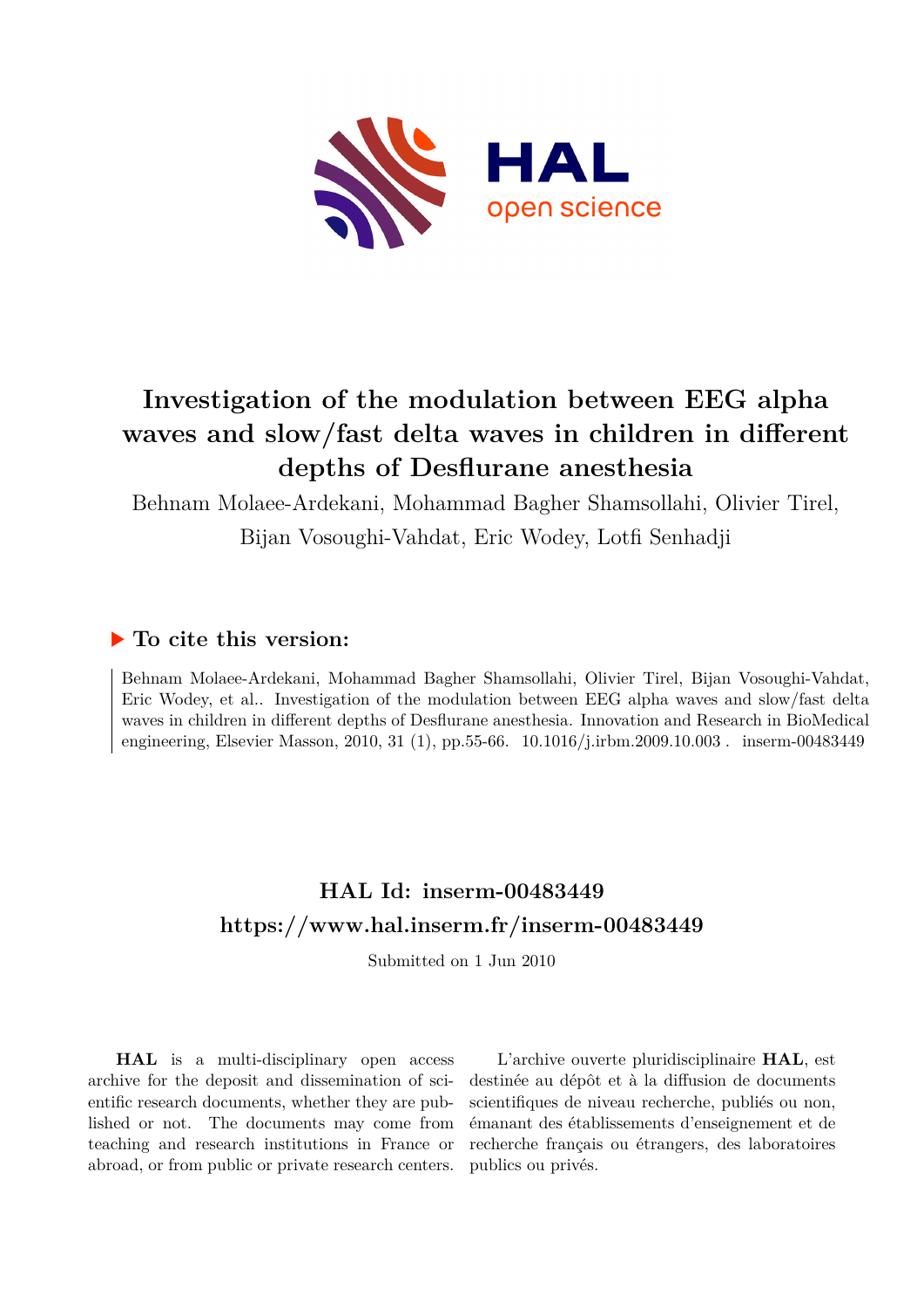# Investigation of the modulation between EEG alpha waves and slow/fast delta waves in children in different depths of Desflurane anesthesia

Behnam Molaee-Ardekani, Mohammad Bagher Shamsollahi, Olivier Tirel, Bijan Vosoughi-Vahdat, Eric Wodey, Lotfi Senhadji

## ▶ To cite this version:

Behnam Molaee-Ardekani, Mohammad Bagher Shamsollahi, Olivier Tirel, Bijan Vosoughi-Vahdat, Eric Wodey, et al.. Investigation of the modulation between EEG alpha waves and slow/fast delta waves in children in different depths of Desflurane anesthesia. Innovation and Research in BioMedical engineering, Elsevier Masson, 2010, 31 (1), pp.55-66. 10.1016/j.irbm.2009.10.003 . inserm-00483449

## HAL Id: inserm-00483449
## https://www.hal.inserm.fr/inserm-00483449

Submitted on 1 Jun 2010

**HAL** is a multi-disciplinary open access archive for the deposit and dissemination of scientific research documents, whether they are published or not. The documents may come from teaching and research institutions in France or abroad, or from public or private research centers.

L'archive ouverte pluridisciplinaire **HAL**, est destinée au dépôt et à la diffusion de documents scientifiques de niveau recherche, publiés ou non, émanant des établissements d'enseignement et de recherche français ou étrangers, des laboratoires publics ou privés.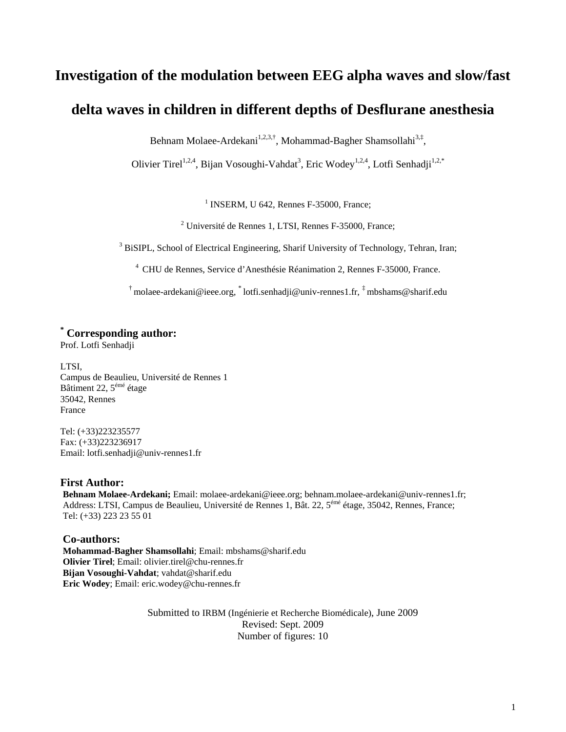# Investigation of the modulation between EEG alpha waves and slow/fast delta waves in children in different depths of Desflurane anesthesia

Behnam Molaee-Ardekani[1,2,3,†], Mohammad-Bagher Shamsollahi[3,‡],

Olivier Tirel[1,2,4], Bijan Vosoughi-Vahdat[3], Eric Wodey[1,2,4], Lotfi Senhadji[1,2,*]

[1] INSERM, U 642, Rennes F-35000, France;

[2] Université de Rennes 1, LTSI, Rennes F-35000, France;

[3] BiSIPL, School of Electrical Engineering, Sharif University of Technology, Tehran, Iran;

[4] CHU de Rennes, Service d'Anesthésie Réanimation 2, Rennes F-35000, France.

[†] molaee-ardekani@ieee.org, [*] lotfi.senhadji@univ-rennes1.fr, [‡] mbshams@sharif.edu

**[*] Corresponding author:**
Prof. Lotfi Senhadji

LTSI,
Campus de Beaulieu, Université de Rennes 1
Bâtiment 22, 5[émé] étage
35042, Rennes
France

Tel: (+33)223235577
Fax: (+33)223236917
Email: lotfi.senhadji@univ-rennes1.fr

**First Author:**
**Behnam Molaee-Ardekani;** Email: molaee-ardekani@ieee.org; behnam.molaee-ardekani@univ-rennes1.fr;
Address: LTSI, Campus de Beaulieu, Université de Rennes 1, Bât. 22, 5[émé] étage, 35042, Rennes, France;
Tel: (+33) 223 23 55 01

**Co-authors:**
**Mohammad-Bagher Shamsollahi**; Email: mbshams@sharif.edu
**Olivier Tirel**; Email: olivier.tirel@chu-rennes.fr
**Bijan Vosoughi-Vahdat**; vahdat@sharif.edu
**Eric Wodey**; Email: eric.wodey@chu-rennes.fr

Submitted to IRBM (Ingénierie et Recherche Biomédicale), June 2009
Revised: Sept. 2009
Number of figures: 10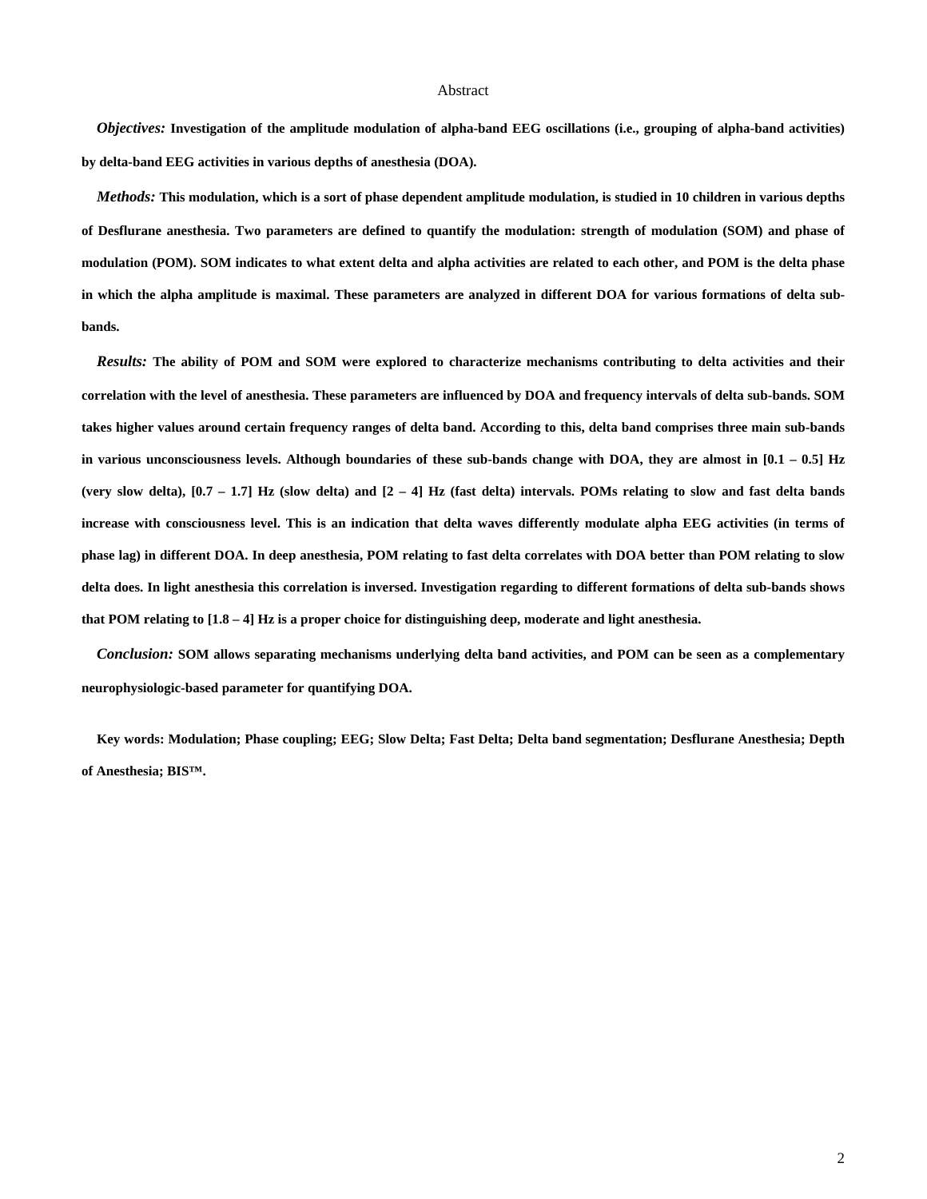## Abstract

***Objectives:*** **Investigation of the amplitude modulation of alpha-band EEG oscillations (i.e., grouping of alpha-band activities) by delta-band EEG activities in various depths of anesthesia (DOA).**

***Methods:*** **This modulation, which is a sort of phase dependent amplitude modulation, is studied in 10 children in various depths of Desflurane anesthesia. Two parameters are defined to quantify the modulation: strength of modulation (SOM) and phase of modulation (POM). SOM indicates to what extent delta and alpha activities are related to each other, and POM is the delta phase in which the alpha amplitude is maximal. These parameters are analyzed in different DOA for various formations of delta sub-bands.**

***Results:*** **The ability of POM and SOM were explored to characterize mechanisms contributing to delta activities and their correlation with the level of anesthesia. These parameters are influenced by DOA and frequency intervals of delta sub-bands. SOM takes higher values around certain frequency ranges of delta band. According to this, delta band comprises three main sub-bands in various unconsciousness levels. Although boundaries of these sub-bands change with DOA, they are almost in [0.1 – 0.5] Hz (very slow delta), [0.7 – 1.7] Hz (slow delta) and [2 – 4] Hz (fast delta) intervals. POMs relating to slow and fast delta bands increase with consciousness level. This is an indication that delta waves differently modulate alpha EEG activities (in terms of phase lag) in different DOA. In deep anesthesia, POM relating to fast delta correlates with DOA better than POM relating to slow delta does. In light anesthesia this correlation is inversed. Investigation regarding to different formations of delta sub-bands shows that POM relating to [1.8 – 4] Hz is a proper choice for distinguishing deep, moderate and light anesthesia.**

***Conclusion:*** **SOM allows separating mechanisms underlying delta band activities, and POM can be seen as a complementary neurophysiologic-based parameter for quantifying DOA.**

**Key words: Modulation; Phase coupling; EEG; Slow Delta; Fast Delta; Delta band segmentation; Desflurane Anesthesia; Depth of Anesthesia; BIS™.**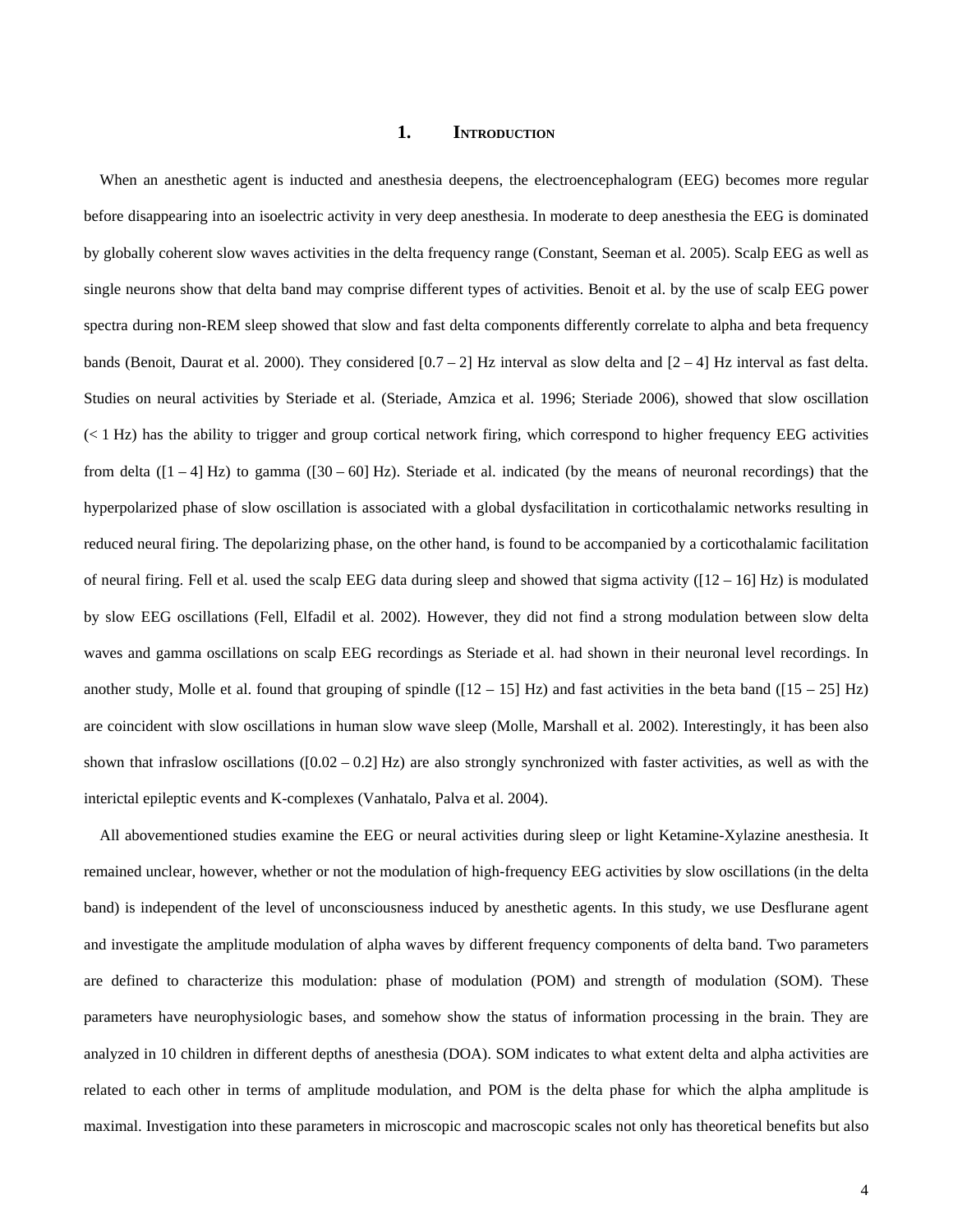# 1. Introduction

When an anesthetic agent is inducted and anesthesia deepens, the electroencephalogram (EEG) becomes more regular before disappearing into an isoelectric activity in very deep anesthesia. In moderate to deep anesthesia the EEG is dominated by globally coherent slow waves activities in the delta frequency range (Constant, Seeman et al. 2005). Scalp EEG as well as single neurons show that delta band may comprise different types of activities. Benoit et al. by the use of scalp EEG power spectra during non-REM sleep showed that slow and fast delta components differently correlate to alpha and beta frequency bands (Benoit, Daurat et al. 2000). They considered [0.7 – 2] Hz interval as slow delta and [2 – 4] Hz interval as fast delta. Studies on neural activities by Steriade et al. (Steriade, Amzica et al. 1996; Steriade 2006), showed that slow oscillation (< 1 Hz) has the ability to trigger and group cortical network firing, which correspond to higher frequency EEG activities from delta ([1 – 4] Hz) to gamma ([30 – 60] Hz). Steriade et al. indicated (by the means of neuronal recordings) that the hyperpolarized phase of slow oscillation is associated with a global dysfacilitation in corticothalamic networks resulting in reduced neural firing. The depolarizing phase, on the other hand, is found to be accompanied by a corticothalamic facilitation of neural firing. Fell et al. used the scalp EEG data during sleep and showed that sigma activity ([12 – 16] Hz) is modulated by slow EEG oscillations (Fell, Elfadil et al. 2002). However, they did not find a strong modulation between slow delta waves and gamma oscillations on scalp EEG recordings as Steriade et al. had shown in their neuronal level recordings. In another study, Molle et al. found that grouping of spindle ([12 – 15] Hz) and fast activities in the beta band ([15 – 25] Hz) are coincident with slow oscillations in human slow wave sleep (Molle, Marshall et al. 2002). Interestingly, it has been also shown that infraslow oscillations ([0.02 – 0.2] Hz) are also strongly synchronized with faster activities, as well as with the interictal epileptic events and K-complexes (Vanhatalo, Palva et al. 2004).

All abovementioned studies examine the EEG or neural activities during sleep or light Ketamine-Xylazine anesthesia. It remained unclear, however, whether or not the modulation of high-frequency EEG activities by slow oscillations (in the delta band) is independent of the level of unconsciousness induced by anesthetic agents. In this study, we use Desflurane agent and investigate the amplitude modulation of alpha waves by different frequency components of delta band. Two parameters are defined to characterize this modulation: phase of modulation (POM) and strength of modulation (SOM). These parameters have neurophysiologic bases, and somehow show the status of information processing in the brain. They are analyzed in 10 children in different depths of anesthesia (DOA). SOM indicates to what extent delta and alpha activities are related to each other in terms of amplitude modulation, and POM is the delta phase for which the alpha amplitude is maximal. Investigation into these parameters in microscopic and macroscopic scales not only has theoretical benefits but also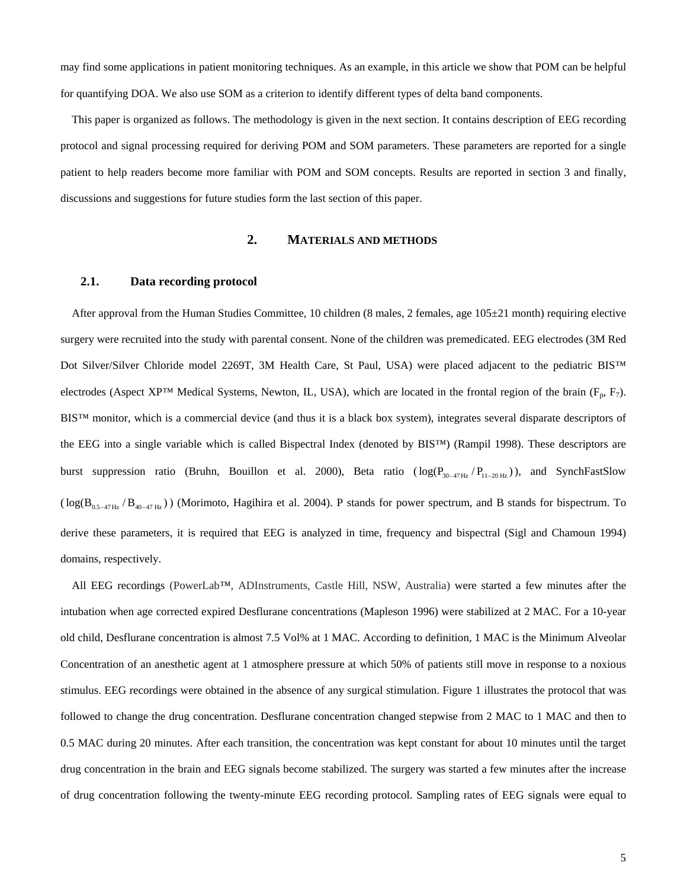may find some applications in patient monitoring techniques. As an example, in this article we show that POM can be helpful for quantifying DOA. We also use SOM as a criterion to identify different types of delta band components.

This paper is organized as follows. The methodology is given in the next section. It contains description of EEG recording protocol and signal processing required for deriving POM and SOM parameters. These parameters are reported for a single patient to help readers become more familiar with POM and SOM concepts. Results are reported in section 3 and finally, discussions and suggestions for future studies form the last section of this paper.

## 2. Materials and methods

### 2.1. Data recording protocol

After approval from the Human Studies Committee, 10 children (8 males, 2 females, age 105±21 month) requiring elective surgery were recruited into the study with parental consent. None of the children was premedicated. EEG electrodes (3M Red Dot Silver/Silver Chloride model 2269T, 3M Health Care, St Paul, USA) were placed adjacent to the pediatric BIS™ electrodes (Aspect XP™ Medical Systems, Newton, IL, USA), which are located in the frontal region of the brain ($F_p$, $F_7$). BIS™ monitor, which is a commercial device (and thus it is a black box system), integrates several disparate descriptors of the EEG into a single variable which is called Bispectral Index (denoted by BIS™) (Rampil 1998). These descriptors are burst suppression ratio (Bruhn, Bouillon et al. 2000), Beta ratio ($\log(P_{30-47\,\mathrm{Hz}} / P_{11-20\,\mathrm{Hz}})$), and SynchFastSlow ($\log(B_{0.5-47\,\mathrm{Hz}} / B_{40-47\,\mathrm{Hz}})$) (Morimoto, Hagihira et al. 2004). P stands for power spectrum, and B stands for bispectrum. To derive these parameters, it is required that EEG is analyzed in time, frequency and bispectral (Sigl and Chamoun 1994) domains, respectively.

All EEG recordings (PowerLab™, ADInstruments, Castle Hill, NSW, Australia) were started a few minutes after the intubation when age corrected expired Desflurane concentrations (Mapleson 1996) were stabilized at 2 MAC. For a 10-year old child, Desflurane concentration is almost 7.5 Vol% at 1 MAC. According to definition, 1 MAC is the Minimum Alveolar Concentration of an anesthetic agent at 1 atmosphere pressure at which 50% of patients still move in response to a noxious stimulus. EEG recordings were obtained in the absence of any surgical stimulation. Figure 1 illustrates the protocol that was followed to change the drug concentration. Desflurane concentration changed stepwise from 2 MAC to 1 MAC and then to 0.5 MAC during 20 minutes. After each transition, the concentration was kept constant for about 10 minutes until the target drug concentration in the brain and EEG signals become stabilized. The surgery was started a few minutes after the increase of drug concentration following the twenty-minute EEG recording protocol. Sampling rates of EEG signals were equal to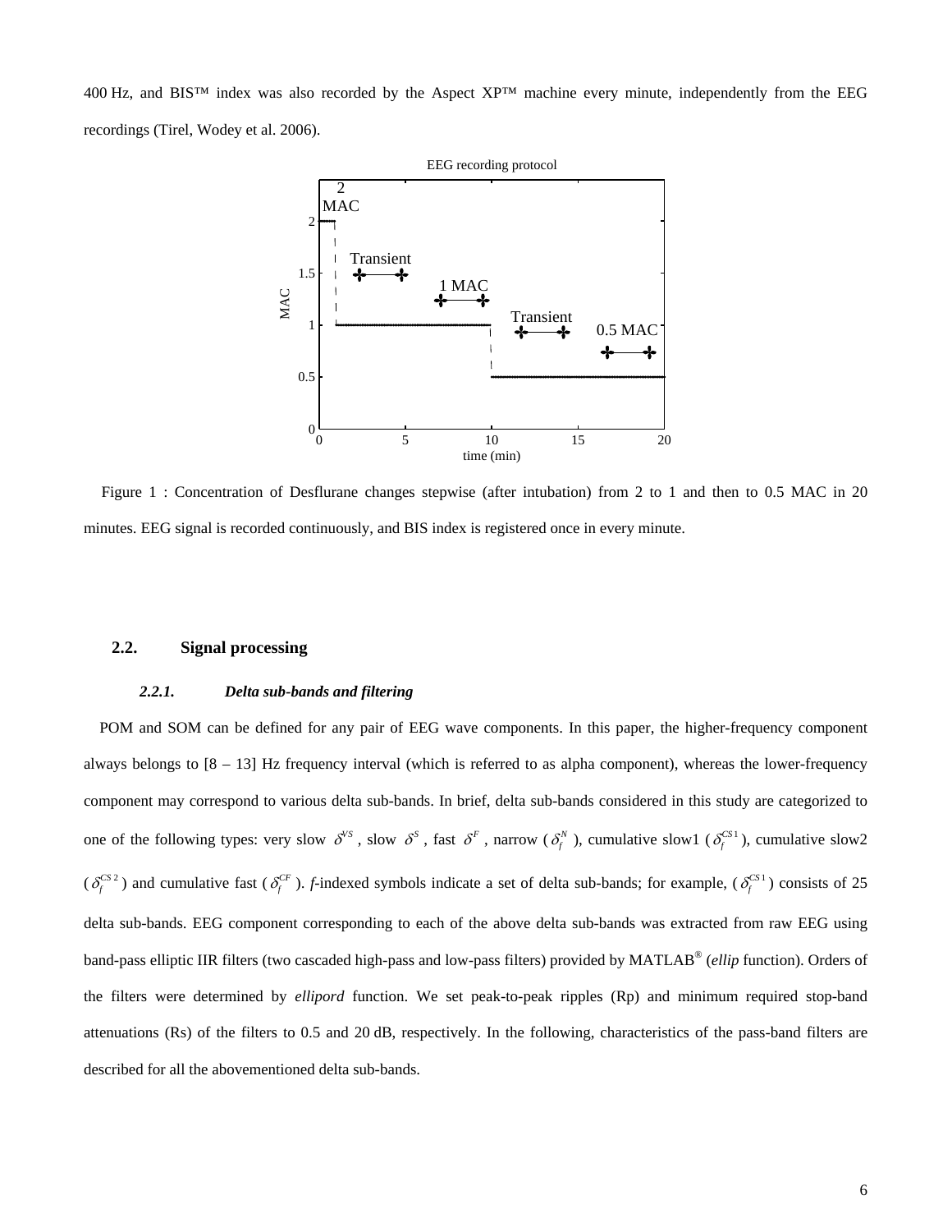400 Hz, and BIS™ index was also recorded by the Aspect XP™ machine every minute, independently from the EEG recordings (Tirel, Wodey et al. 2006).

Figure 1 : Concentration of Desflurane changes stepwise (after intubation) from 2 to 1 and then to 0.5 MAC in 20 minutes. EEG signal is recorded continuously, and BIS index is registered once in every minute.

## 2.2. Signal processing

### *2.2.1. Delta sub-bands and filtering*

POM and SOM can be defined for any pair of EEG wave components. In this paper, the higher-frequency component always belongs to [8 – 13] Hz frequency interval (which is referred to as alpha component), whereas the lower-frequency component may correspond to various delta sub-bands. In brief, delta sub-bands considered in this study are categorized to one of the following types: very slow $\delta^{VS}$, slow $\delta^{S}$, fast $\delta^{F}$, narrow ($\delta_f^{N}$), cumulative slow1 ($\delta_f^{CS1}$), cumulative slow2 ($\delta_f^{CS2}$) and cumulative fast ($\delta_f^{CF}$). *f*-indexed symbols indicate a set of delta sub-bands; for example, ($\delta_f^{CS1}$) consists of 25 delta sub-bands. EEG component corresponding to each of the above delta sub-bands was extracted from raw EEG using band-pass elliptic IIR filters (two cascaded high-pass and low-pass filters) provided by MATLAB® (*ellip* function). Orders of the filters were determined by *ellipord* function. We set peak-to-peak ripples (Rp) and minimum required stop-band attenuations (Rs) of the filters to 0.5 and 20 dB, respectively. In the following, characteristics of the pass-band filters are described for all the abovementioned delta sub-bands.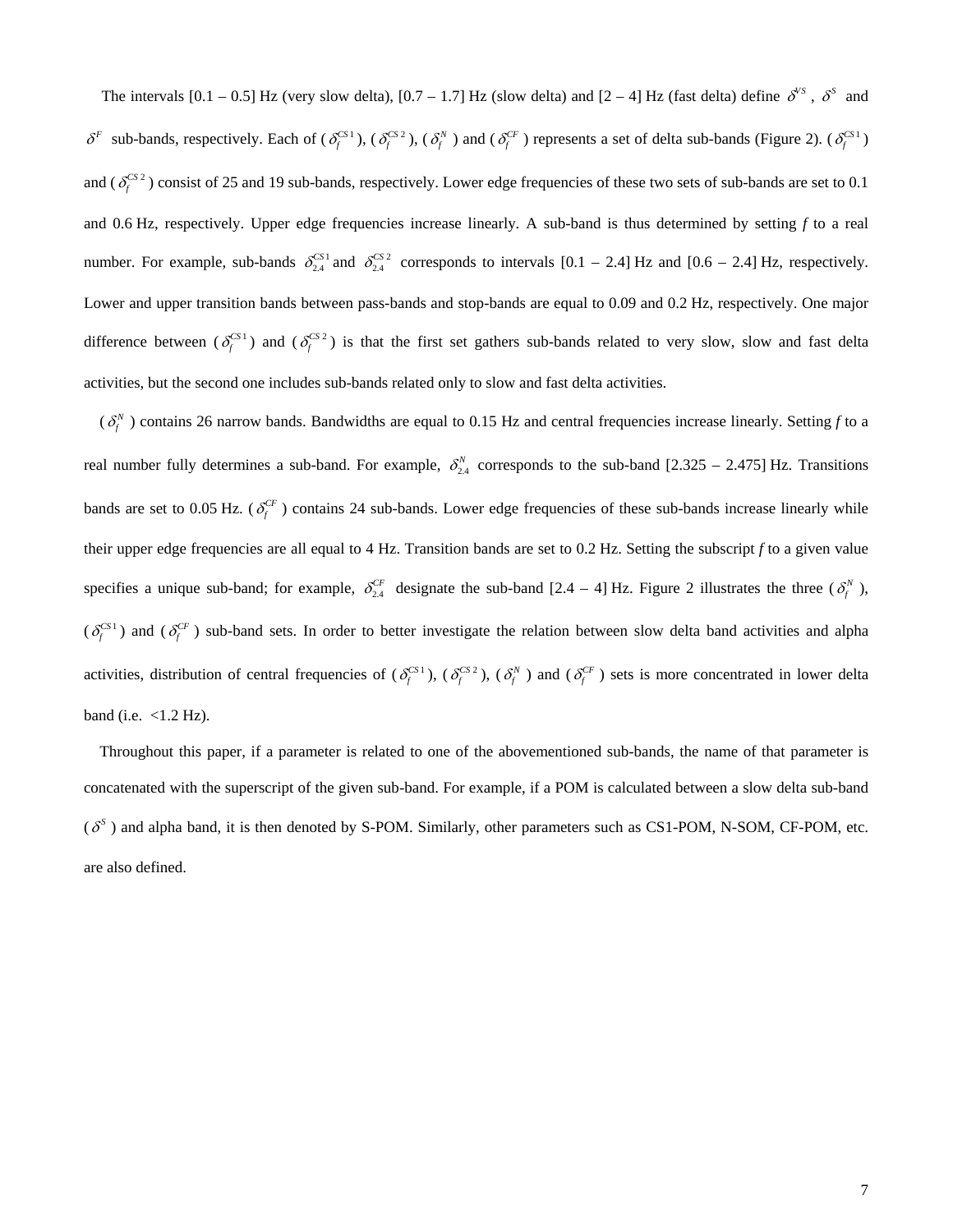The intervals [0.1 – 0.5] Hz (very slow delta), [0.7 – 1.7] Hz (slow delta) and [2 – 4] Hz (fast delta) define $\delta^{VS}$, $\delta^{S}$ and $\delta^{F}$ sub-bands, respectively. Each of ($\delta_f^{CS1}$), ($\delta_f^{CS2}$), ($\delta_f^{N}$) and ($\delta_f^{CF}$) represents a set of delta sub-bands (Figure 2). ($\delta_f^{CS1}$) and ($\delta_f^{CS2}$) consist of 25 and 19 sub-bands, respectively. Lower edge frequencies of these two sets of sub-bands are set to 0.1 and 0.6 Hz, respectively. Upper edge frequencies increase linearly. A sub-band is thus determined by setting *f* to a real number. For example, sub-bands $\delta_{2.4}^{CS1}$ and $\delta_{2.4}^{CS2}$ corresponds to intervals [0.1 – 2.4] Hz and [0.6 – 2.4] Hz, respectively. Lower and upper transition bands between pass-bands and stop-bands are equal to 0.09 and 0.2 Hz, respectively. One major difference between ($\delta_f^{CS1}$) and ($\delta_f^{CS2}$) is that the first set gathers sub-bands related to very slow, slow and fast delta activities, but the second one includes sub-bands related only to slow and fast delta activities.

($\delta_f^{N}$) contains 26 narrow bands. Bandwidths are equal to 0.15 Hz and central frequencies increase linearly. Setting *f* to a real number fully determines a sub-band. For example, $\delta_{2.4}^{N}$ corresponds to the sub-band [2.325 – 2.475] Hz. Transitions bands are set to 0.05 Hz. ($\delta_f^{CF}$) contains 24 sub-bands. Lower edge frequencies of these sub-bands increase linearly while their upper edge frequencies are all equal to 4 Hz. Transition bands are set to 0.2 Hz. Setting the subscript *f* to a given value specifies a unique sub-band; for example, $\delta_{2.4}^{CF}$ designate the sub-band [2.4 – 4] Hz. Figure 2 illustrates the three ($\delta_f^{N}$), ($\delta_f^{CS1}$) and ($\delta_f^{CF}$) sub-band sets. In order to better investigate the relation between slow delta band activities and alpha activities, distribution of central frequencies of ($\delta_f^{CS1}$), ($\delta_f^{CS2}$), ($\delta_f^{N}$) and ($\delta_f^{CF}$) sets is more concentrated in lower delta band (i.e. <1.2 Hz).

Throughout this paper, if a parameter is related to one of the abovementioned sub-bands, the name of that parameter is concatenated with the superscript of the given sub-band. For example, if a POM is calculated between a slow delta sub-band ($\delta^{S}$) and alpha band, it is then denoted by S-POM. Similarly, other parameters such as CS1-POM, N-SOM, CF-POM, etc. are also defined.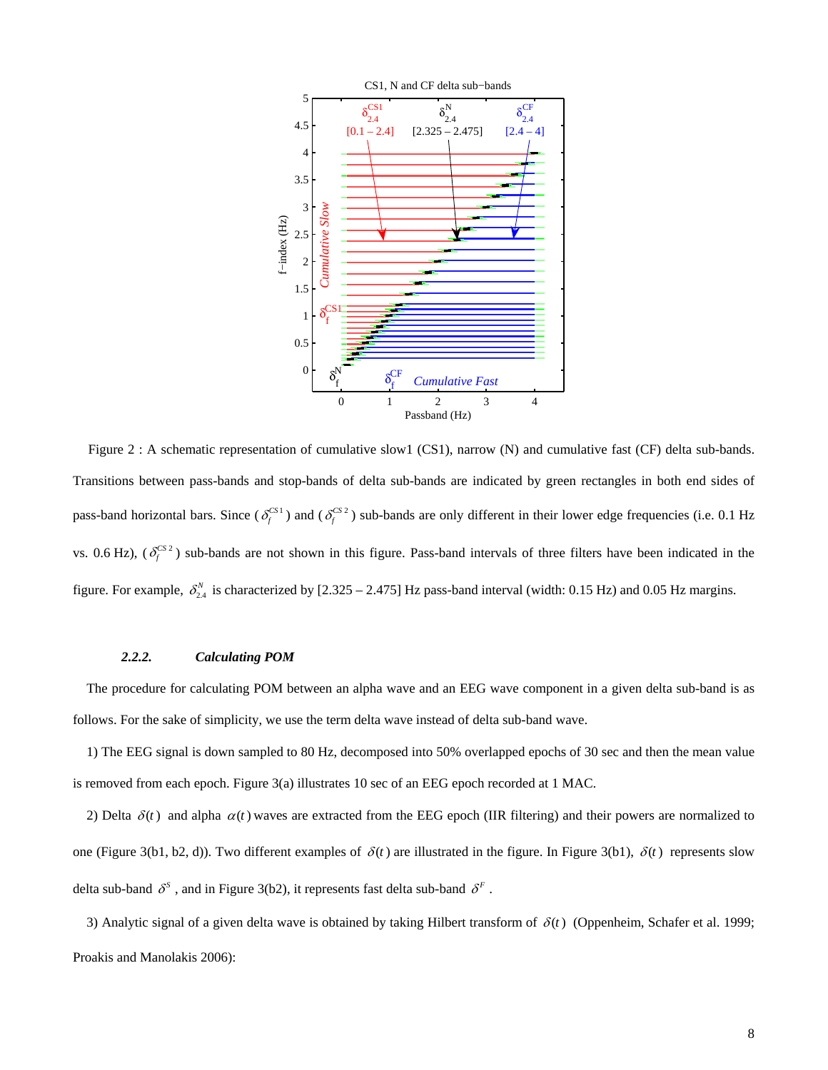Figure 2 : A schematic representation of cumulative slow1 (CS1), narrow (N) and cumulative fast (CF) delta sub-bands. Transitions between pass-bands and stop-bands of delta sub-bands are indicated by green rectangles in both end sides of pass-band horizontal bars. Since ($\delta_f^{CS1}$) and ($\delta_f^{CS2}$) sub-bands are only different in their lower edge frequencies (i.e. 0.1 Hz vs. 0.6 Hz), ($\delta_f^{CS2}$) sub-bands are not shown in this figure. Pass-band intervals of three filters have been indicated in the figure. For example, $\delta_{2.4}^{N}$ is characterized by [2.325 – 2.475] Hz pass-band interval (width: 0.15 Hz) and 0.05 Hz margins.

#### 2.2.2. *Calculating POM*

The procedure for calculating POM between an alpha wave and an EEG wave component in a given delta sub-band is as follows. For the sake of simplicity, we use the term delta wave instead of delta sub-band wave.

1) The EEG signal is down sampled to 80 Hz, decomposed into 50% overlapped epochs of 30 sec and then the mean value is removed from each epoch. Figure 3(a) illustrates 10 sec of an EEG epoch recorded at 1 MAC.

2) Delta $\delta(t)$ and alpha $\alpha(t)$ waves are extracted from the EEG epoch (IIR filtering) and their powers are normalized to one (Figure 3(b1, b2, d)). Two different examples of $\delta(t)$ are illustrated in the figure. In Figure 3(b1), $\delta(t)$ represents slow delta sub-band $\delta^S$, and in Figure 3(b2), it represents fast delta sub-band $\delta^F$.

3) Analytic signal of a given delta wave is obtained by taking Hilbert transform of $\delta(t)$ (Oppenheim, Schafer et al. 1999; Proakis and Manolakis 2006):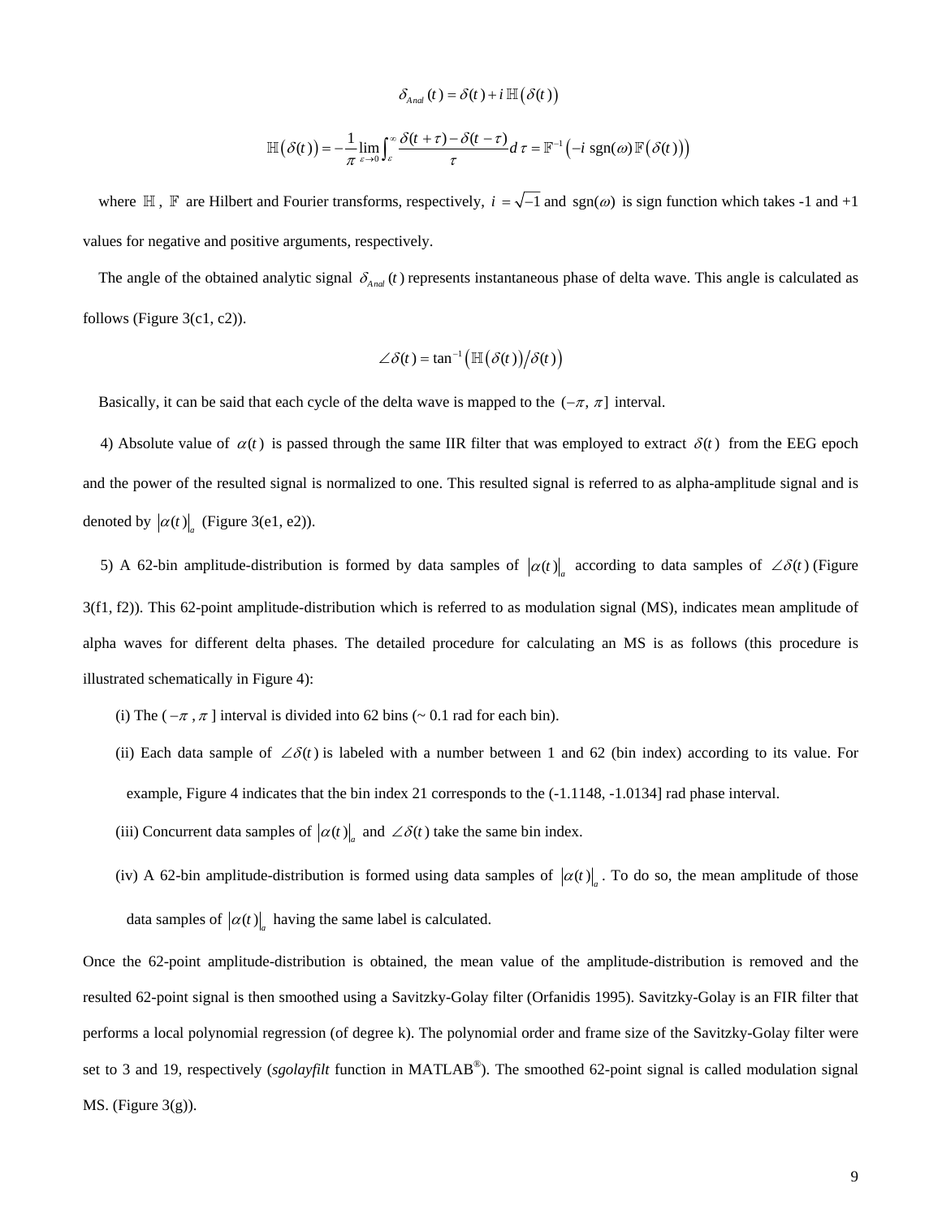$$\delta_{Anal}(t) = \delta(t) + i\,\mathbb{H}(\delta(t))$$

$$\mathbb{H}(\delta(t)) = -\frac{1}{\pi}\lim_{\varepsilon \to 0}\int_{\varepsilon}^{\infty} \frac{\delta(t+\tau) - \delta(t-\tau)}{\tau} d\tau = \mathbb{F}^{-1}\left(-i\ \mathrm{sgn}(\omega)\,\mathbb{F}(\delta(t))\right)$$

where $\mathbb{H}$, $\mathbb{F}$ are Hilbert and Fourier transforms, respectively, $i = \sqrt{-1}$ and $\mathrm{sgn}(\omega)$ is sign function which takes -1 and +1 values for negative and positive arguments, respectively.

The angle of the obtained analytic signal $\delta_{Anal}(t)$ represents instantaneous phase of delta wave. This angle is calculated as follows (Figure 3(c1, c2)).

$$\angle\delta(t) = \tan^{-1}\left(\mathbb{H}(\delta(t))/\delta(t)\right)$$

Basically, it can be said that each cycle of the delta wave is mapped to the $(-\pi, \pi]$ interval.

4) Absolute value of $\alpha(t)$ is passed through the same IIR filter that was employed to extract $\delta(t)$ from the EEG epoch and the power of the resulted signal is normalized to one. This resulted signal is referred to as alpha-amplitude signal and is denoted by $|\alpha(t)|_a$ (Figure 3(e1, e2)).

5) A 62-bin amplitude-distribution is formed by data samples of $|\alpha(t)|_a$ according to data samples of $\angle\delta(t)$ (Figure 3(f1, f2)). This 62-point amplitude-distribution which is referred to as modulation signal (MS), indicates mean amplitude of alpha waves for different delta phases. The detailed procedure for calculating an MS is as follows (this procedure is illustrated schematically in Figure 4):

(i) The $(-\pi, \pi]$ interval is divided into 62 bins (~ 0.1 rad for each bin).

(ii) Each data sample of $\angle\delta(t)$ is labeled with a number between 1 and 62 (bin index) according to its value. For example, Figure 4 indicates that the bin index 21 corresponds to the (-1.1148, -1.0134] rad phase interval.

(iii) Concurrent data samples of $|\alpha(t)|_a$ and $\angle\delta(t)$ take the same bin index.

(iv) A 62-bin amplitude-distribution is formed using data samples of $|\alpha(t)|_a$. To do so, the mean amplitude of those data samples of $|\alpha(t)|_a$ having the same label is calculated.

Once the 62-point amplitude-distribution is obtained, the mean value of the amplitude-distribution is removed and the resulted 62-point signal is then smoothed using a Savitzky-Golay filter (Orfanidis 1995). Savitzky-Golay is an FIR filter that performs a local polynomial regression (of degree k). The polynomial order and frame size of the Savitzky-Golay filter were set to 3 and 19, respectively (*sgolayfilt* function in MATLAB®). The smoothed 62-point signal is called modulation signal MS. (Figure 3(g)).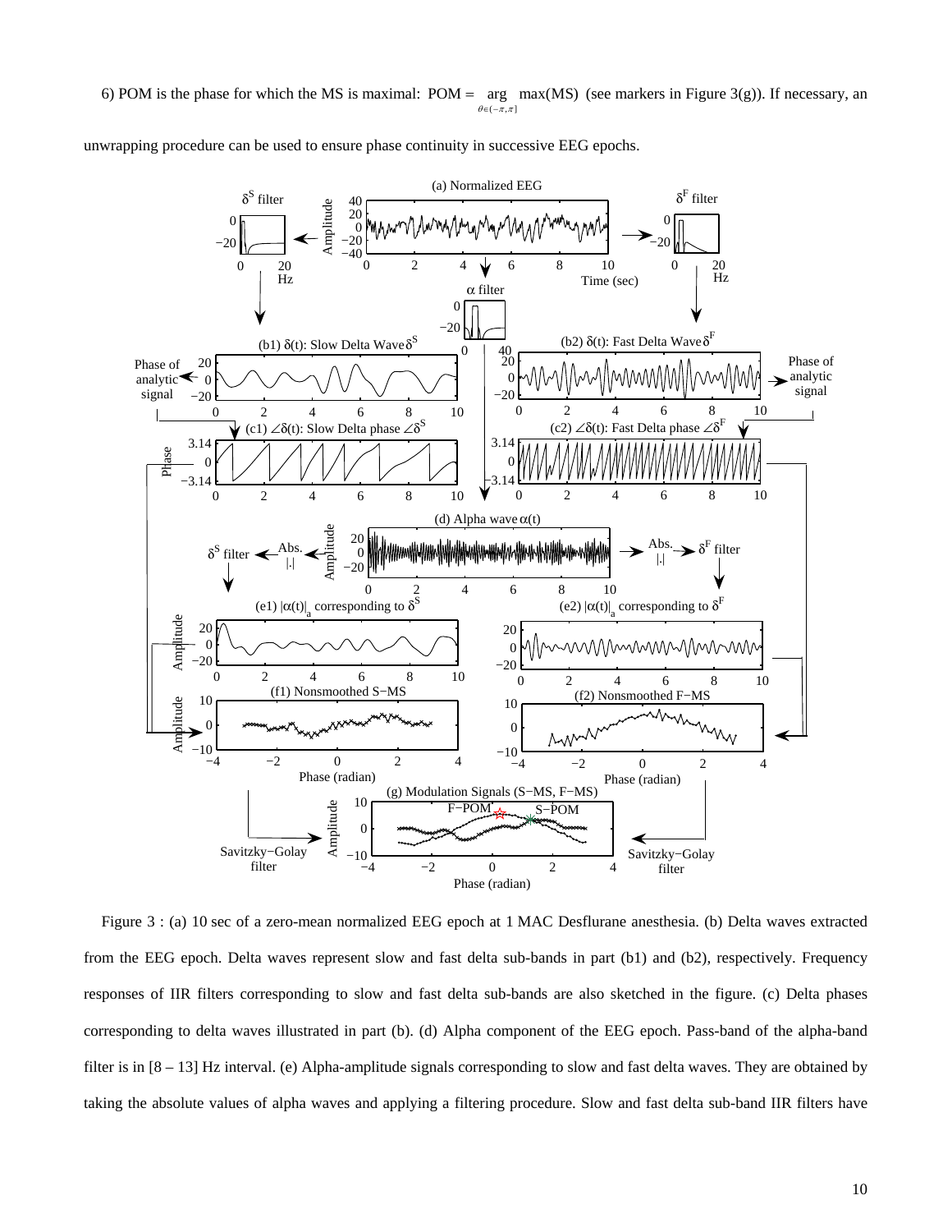6) POM is the phase for which the MS is maximal: $\text{POM} = \underset{\theta \in (-\pi,\pi]}{\arg} \max(\text{MS})$ (see markers in Figure 3(g)). If necessary, an unwrapping procedure can be used to ensure phase continuity in successive EEG epochs.

Figure 3 : (a) 10 sec of a zero-mean normalized EEG epoch at 1 MAC Desflurane anesthesia. (b) Delta waves extracted from the EEG epoch. Delta waves represent slow and fast delta sub-bands in part (b1) and (b2), respectively. Frequency responses of IIR filters corresponding to slow and fast delta sub-bands are also sketched in the figure. (c) Delta phases corresponding to delta waves illustrated in part (b). (d) Alpha component of the EEG epoch. Pass-band of the alpha-band filter is in [8 – 13] Hz interval. (e) Alpha-amplitude signals corresponding to slow and fast delta waves. They are obtained by taking the absolute values of alpha waves and applying a filtering procedure. Slow and fast delta sub-band IIR filters have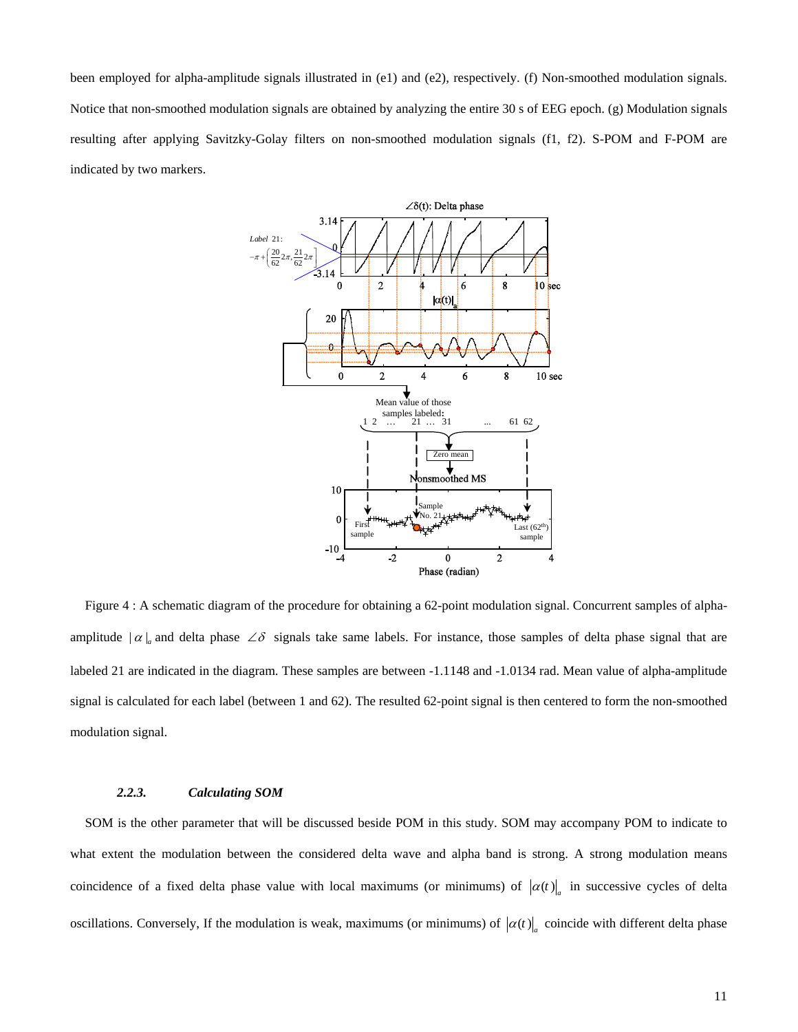been employed for alpha-amplitude signals illustrated in (e1) and (e2), respectively. (f) Non-smoothed modulation signals. Notice that non-smoothed modulation signals are obtained by analyzing the entire 30 s of EEG epoch. (g) Modulation signals resulting after applying Savitzky-Golay filters on non-smoothed modulation signals (f1, f2). S-POM and F-POM are indicated by two markers.

Figure 4 : A schematic diagram of the procedure for obtaining a 62-point modulation signal. Concurrent samples of alpha-amplitude $|\alpha|_a$ and delta phase $\angle\delta$ signals take same labels. For instance, those samples of delta phase signal that are labeled 21 are indicated in the diagram. These samples are between -1.1148 and -1.0134 rad. Mean value of alpha-amplitude signal is calculated for each label (between 1 and 62). The resulted 62-point signal is then centered to form the non-smoothed modulation signal.

### *2.2.3. Calculating SOM*

SOM is the other parameter that will be discussed beside POM in this study. SOM may accompany POM to indicate to what extent the modulation between the considered delta wave and alpha band is strong. A strong modulation means coincidence of a fixed delta phase value with local maximums (or minimums) of $|\alpha(t)|_a$ in successive cycles of delta oscillations. Conversely, If the modulation is weak, maximums (or minimums) of $|\alpha(t)|_a$ coincide with different delta phase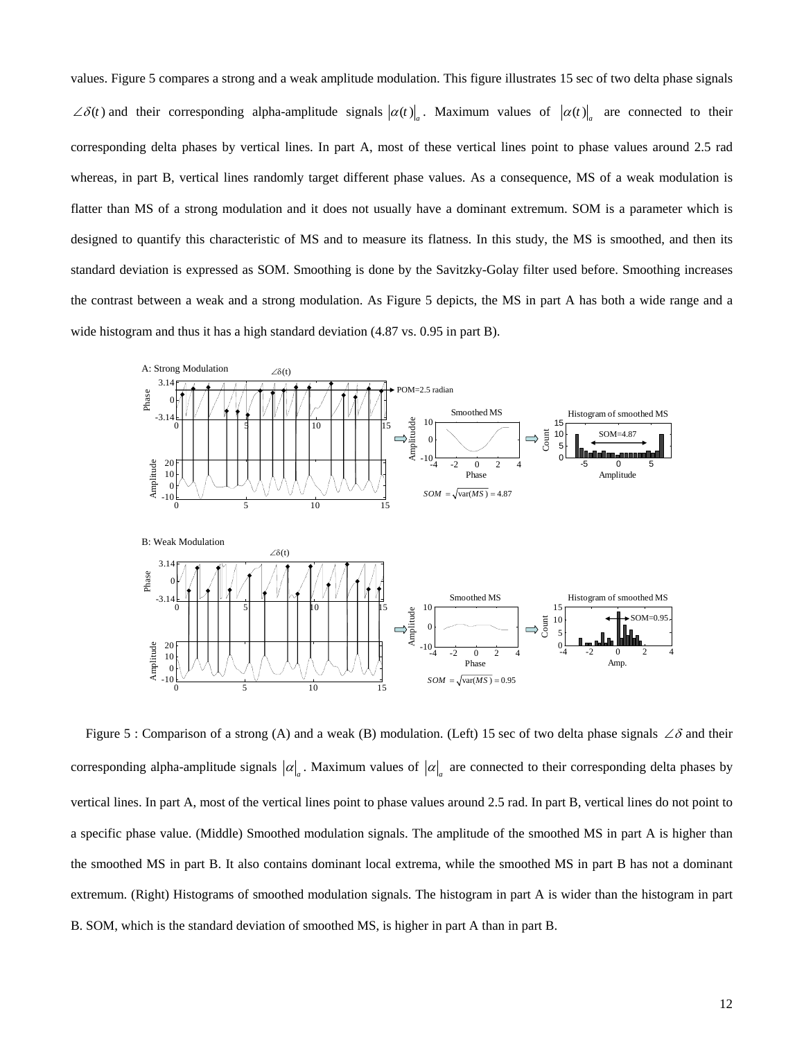values. Figure 5 compares a strong and a weak amplitude modulation. This figure illustrates 15 sec of two delta phase signals $\angle\delta(t)$ and their corresponding alpha-amplitude signals $|\alpha(t)|_a$. Maximum values of $|\alpha(t)|_a$ are connected to their corresponding delta phases by vertical lines. In part A, most of these vertical lines point to phase values around 2.5 rad whereas, in part B, vertical lines randomly target different phase values. As a consequence, MS of a weak modulation is flatter than MS of a strong modulation and it does not usually have a dominant extremum. SOM is a parameter which is designed to quantify this characteristic of MS and to measure its flatness. In this study, the MS is smoothed, and then its standard deviation is expressed as SOM. Smoothing is done by the Savitzky-Golay filter used before. Smoothing increases the contrast between a weak and a strong modulation. As Figure 5 depicts, the MS in part A has both a wide range and a wide histogram and thus it has a high standard deviation (4.87 vs. 0.95 in part B).

Figure 5 : Comparison of a strong (A) and a weak (B) modulation. (Left) 15 sec of two delta phase signals $\angle\delta$ and their corresponding alpha-amplitude signals $|\alpha|_a$. Maximum values of $|\alpha|_a$ are connected to their corresponding delta phases by vertical lines. In part A, most of the vertical lines point to phase values around 2.5 rad. In part B, vertical lines do not point to a specific phase value. (Middle) Smoothed modulation signals. The amplitude of the smoothed MS in part A is higher than the smoothed MS in part B. It also contains dominant local extrema, while the smoothed MS in part B has not a dominant extremum. (Right) Histograms of smoothed modulation signals. The histogram in part A is wider than the histogram in part B. SOM, which is the standard deviation of smoothed MS, is higher in part A than in part B.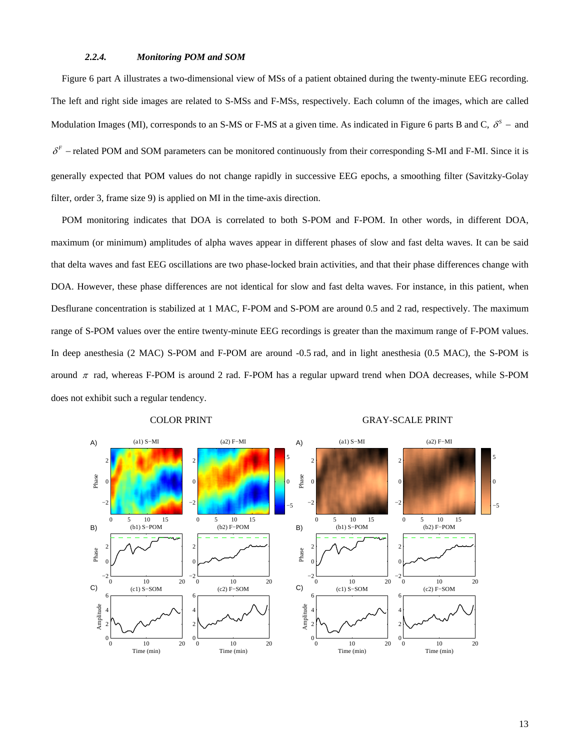### 2.2.4. *Monitoring POM and SOM*

Figure 6 part A illustrates a two-dimensional view of MSs of a patient obtained during the twenty-minute EEG recording. The left and right side images are related to S-MSs and F-MSs, respectively. Each column of the images, which are called Modulation Images (MI), corresponds to an S-MS or F-MS at a given time. As indicated in Figure 6 parts B and C, $\delta^S-$ and $\delta^F-$related POM and SOM parameters can be monitored continuously from their corresponding S-MI and F-MI. Since it is generally expected that POM values do not change rapidly in successive EEG epochs, a smoothing filter (Savitzky-Golay filter, order 3, frame size 9) is applied on MI in the time-axis direction.

POM monitoring indicates that DOA is correlated to both S-POM and F-POM. In other words, in different DOA, maximum (or minimum) amplitudes of alpha waves appear in different phases of slow and fast delta waves. It can be said that delta waves and fast EEG oscillations are two phase-locked brain activities, and that their phase differences change with DOA. However, these phase differences are not identical for slow and fast delta waves. For instance, in this patient, when Desflurane concentration is stabilized at 1 MAC, F-POM and S-POM are around 0.5 and 2 rad, respectively. The maximum range of S-POM values over the entire twenty-minute EEG recordings is greater than the maximum range of F-POM values. In deep anesthesia (2 MAC) S-POM and F-POM are around -0.5 rad, and in light anesthesia (0.5 MAC), the S-POM is around $\pi$ rad, whereas F-POM is around 2 rad. F-POM has a regular upward trend when DOA decreases, while S-POM does not exhibit such a regular tendency.

COLOR PRINT

GRAY-SCALE PRINT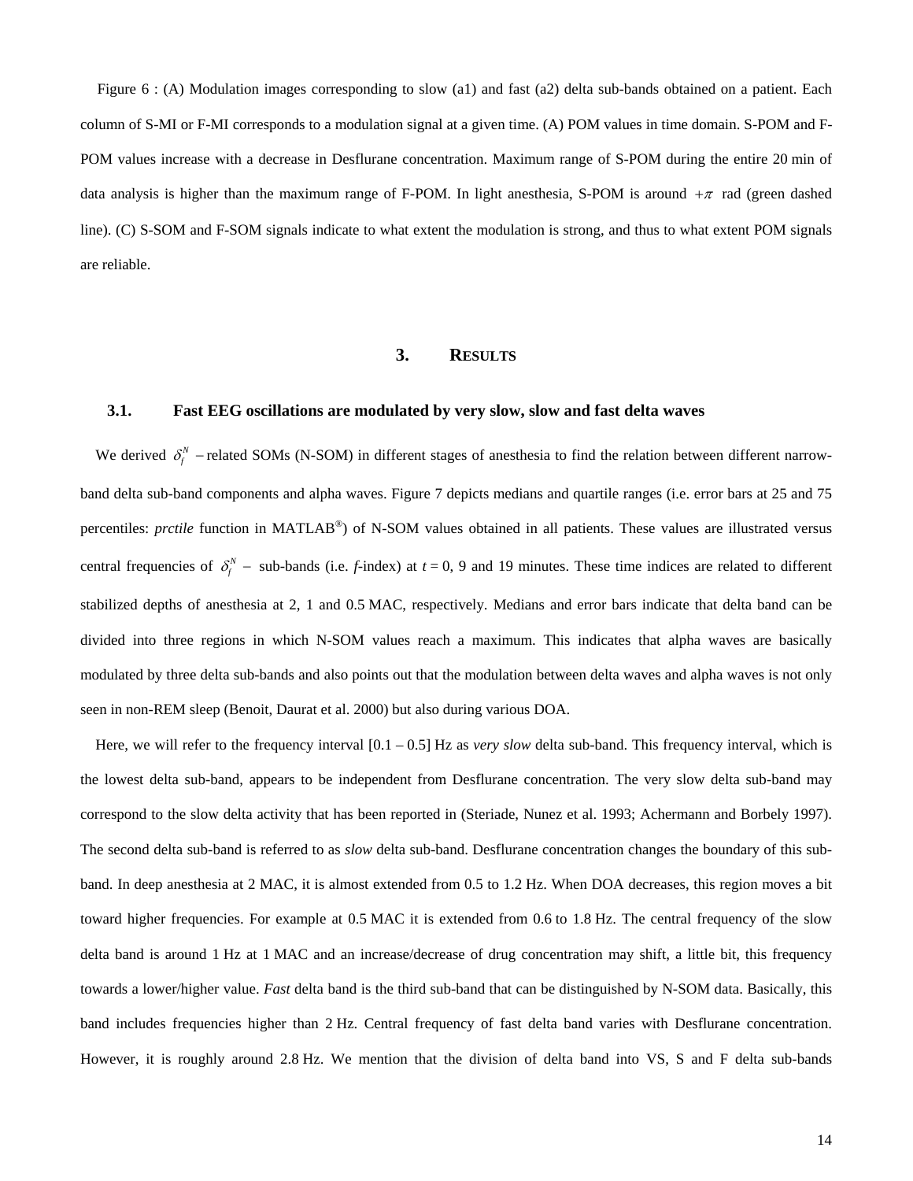Figure 6 : (A) Modulation images corresponding to slow (a1) and fast (a2) delta sub-bands obtained on a patient. Each column of S-MI or F-MI corresponds to a modulation signal at a given time. (A) POM values in time domain. S-POM and F-POM values increase with a decrease in Desflurane concentration. Maximum range of S-POM during the entire 20 min of data analysis is higher than the maximum range of F-POM. In light anesthesia, S-POM is around $+\pi$ rad (green dashed line). (C) S-SOM and F-SOM signals indicate to what extent the modulation is strong, and thus to what extent POM signals are reliable.

## 3. RESULTS

### 3.1. Fast EEG oscillations are modulated by very slow, slow and fast delta waves

We derived $\delta_f^N$ – related SOMs (N-SOM) in different stages of anesthesia to find the relation between different narrow-band delta sub-band components and alpha waves. Figure 7 depicts medians and quartile ranges (i.e. error bars at 25 and 75 percentiles: *prctile* function in MATLAB®) of N-SOM values obtained in all patients. These values are illustrated versus central frequencies of $\delta_f^N$ – sub-bands (i.e. *f*-index) at $t = 0$, 9 and 19 minutes. These time indices are related to different stabilized depths of anesthesia at 2, 1 and 0.5 MAC, respectively. Medians and error bars indicate that delta band can be divided into three regions in which N-SOM values reach a maximum. This indicates that alpha waves are basically modulated by three delta sub-bands and also points out that the modulation between delta waves and alpha waves is not only seen in non-REM sleep (Benoit, Daurat et al. 2000) but also during various DOA.

Here, we will refer to the frequency interval [0.1 – 0.5] Hz as *very slow* delta sub-band. This frequency interval, which is the lowest delta sub-band, appears to be independent from Desflurane concentration. The very slow delta sub-band may correspond to the slow delta activity that has been reported in (Steriade, Nunez et al. 1993; Achermann and Borbely 1997). The second delta sub-band is referred to as *slow* delta sub-band. Desflurane concentration changes the boundary of this sub-band. In deep anesthesia at 2 MAC, it is almost extended from 0.5 to 1.2 Hz. When DOA decreases, this region moves a bit toward higher frequencies. For example at 0.5 MAC it is extended from 0.6 to 1.8 Hz. The central frequency of the slow delta band is around 1 Hz at 1 MAC and an increase/decrease of drug concentration may shift, a little bit, this frequency towards a lower/higher value. *Fast* delta band is the third sub-band that can be distinguished by N-SOM data. Basically, this band includes frequencies higher than 2 Hz. Central frequency of fast delta band varies with Desflurane concentration. However, it is roughly around 2.8 Hz. We mention that the division of delta band into VS, S and F delta sub-bands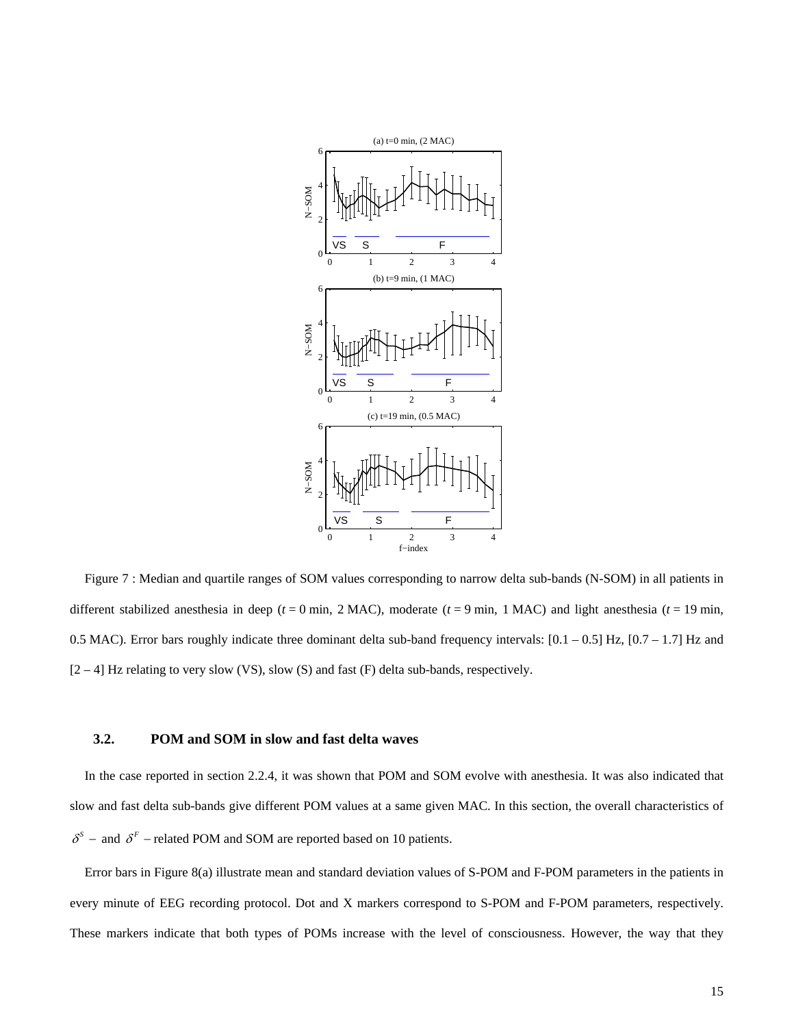Figure 7 : Median and quartile ranges of SOM values corresponding to narrow delta sub-bands (N-SOM) in all patients in different stabilized anesthesia in deep ($t$ = 0 min, 2 MAC), moderate ($t$ = 9 min, 1 MAC) and light anesthesia ($t$ = 19 min, 0.5 MAC). Error bars roughly indicate three dominant delta sub-band frequency intervals: [0.1 – 0.5] Hz, [0.7 – 1.7] Hz and [2 – 4] Hz relating to very slow (VS), slow (S) and fast (F) delta sub-bands, respectively.

### 3.2. POM and SOM in slow and fast delta waves

In the case reported in section 2.2.4, it was shown that POM and SOM evolve with anesthesia. It was also indicated that slow and fast delta sub-bands give different POM values at a same given MAC. In this section, the overall characteristics of $\delta^S$ – and $\delta^F$ – related POM and SOM are reported based on 10 patients.

Error bars in Figure 8(a) illustrate mean and standard deviation values of S-POM and F-POM parameters in the patients in every minute of EEG recording protocol. Dot and X markers correspond to S-POM and F-POM parameters, respectively. These markers indicate that both types of POMs increase with the level of consciousness. However, the way that they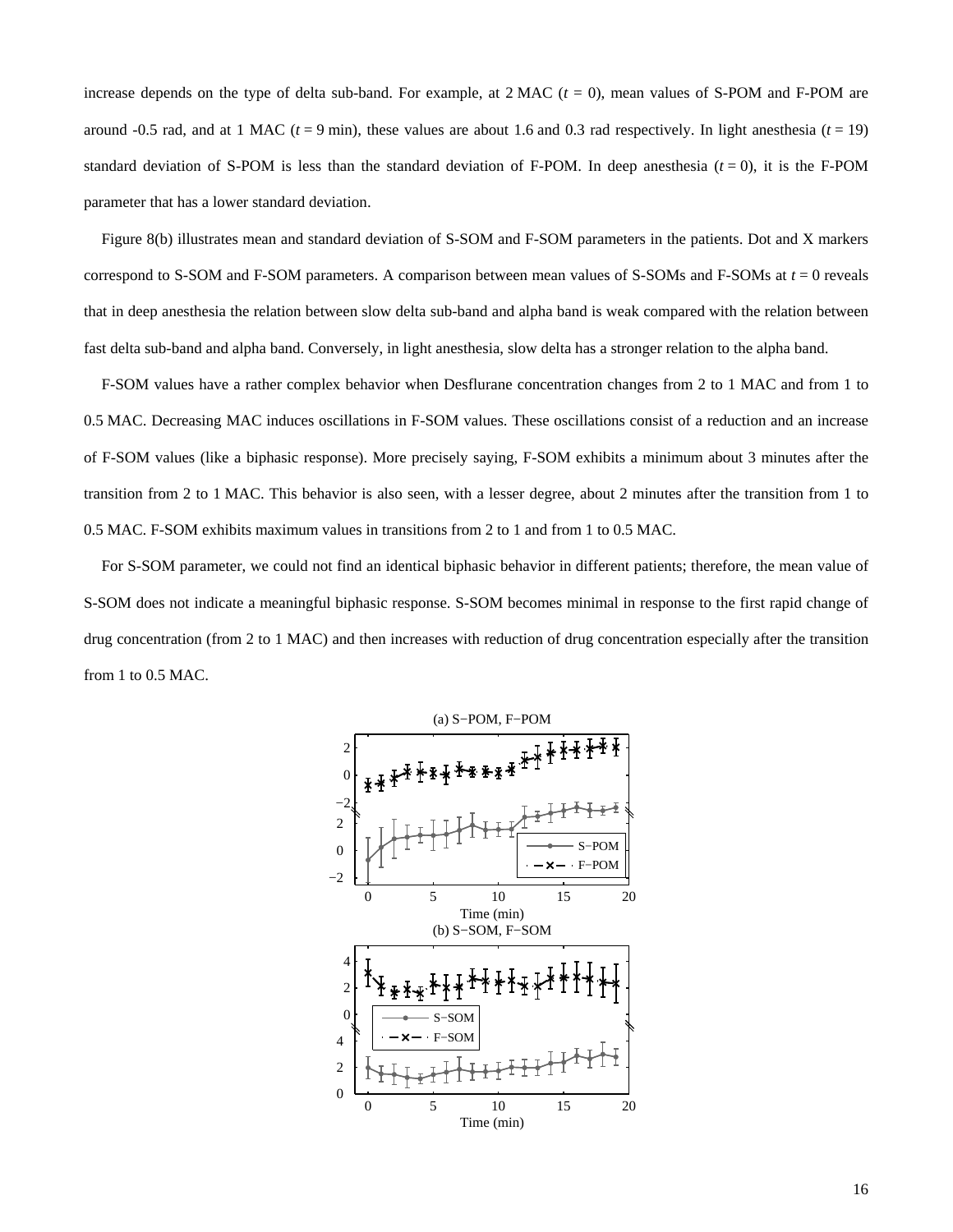increase depends on the type of delta sub-band. For example, at 2 MAC ($t$ = 0), mean values of S-POM and F-POM are around -0.5 rad, and at 1 MAC ($t$ = 9 min), these values are about 1.6 and 0.3 rad respectively. In light anesthesia ($t$ = 19) standard deviation of S-POM is less than the standard deviation of F-POM. In deep anesthesia ($t$ = 0), it is the F-POM parameter that has a lower standard deviation.

Figure 8(b) illustrates mean and standard deviation of S-SOM and F-SOM parameters in the patients. Dot and X markers correspond to S-SOM and F-SOM parameters. A comparison between mean values of S-SOMs and F-SOMs at $t$ = 0 reveals that in deep anesthesia the relation between slow delta sub-band and alpha band is weak compared with the relation between fast delta sub-band and alpha band. Conversely, in light anesthesia, slow delta has a stronger relation to the alpha band.

F-SOM values have a rather complex behavior when Desflurane concentration changes from 2 to 1 MAC and from 1 to 0.5 MAC. Decreasing MAC induces oscillations in F-SOM values. These oscillations consist of a reduction and an increase of F-SOM values (like a biphasic response). More precisely saying, F-SOM exhibits a minimum about 3 minutes after the transition from 2 to 1 MAC. This behavior is also seen, with a lesser degree, about 2 minutes after the transition from 1 to 0.5 MAC. F-SOM exhibits maximum values in transitions from 2 to 1 and from 1 to 0.5 MAC.

For S-SOM parameter, we could not find an identical biphasic behavior in different patients; therefore, the mean value of S-SOM does not indicate a meaningful biphasic response. S-SOM becomes minimal in response to the first rapid change of drug concentration (from 2 to 1 MAC) and then increases with reduction of drug concentration especially after the transition from 1 to 0.5 MAC.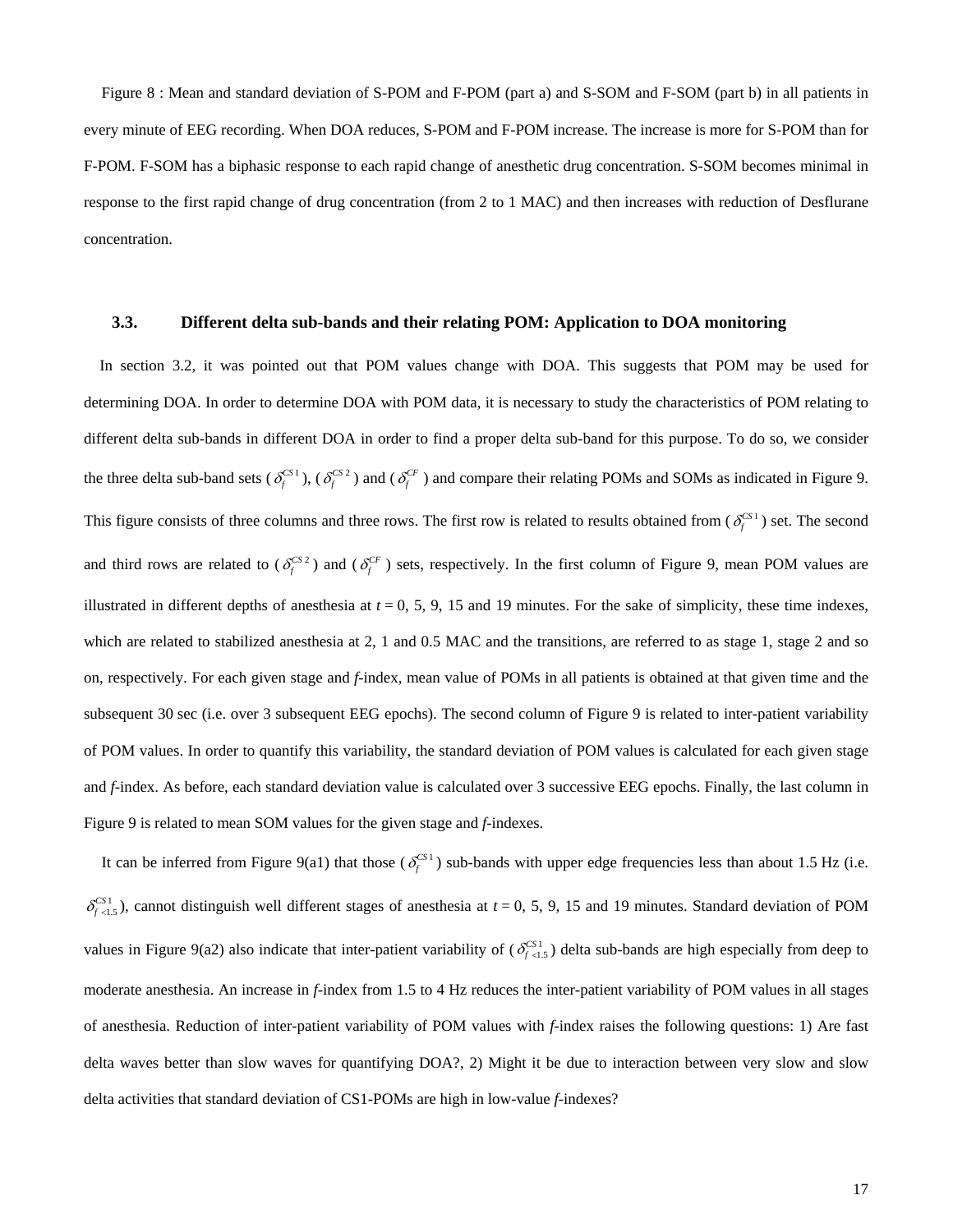Figure 8 : Mean and standard deviation of S-POM and F-POM (part a) and S-SOM and F-SOM (part b) in all patients in every minute of EEG recording. When DOA reduces, S-POM and F-POM increase. The increase is more for S-POM than for F-POM. F-SOM has a biphasic response to each rapid change of anesthetic drug concentration. S-SOM becomes minimal in response to the first rapid change of drug concentration (from 2 to 1 MAC) and then increases with reduction of Desflurane concentration.

### 3.3. Different delta sub-bands and their relating POM: Application to DOA monitoring

In section 3.2, it was pointed out that POM values change with DOA. This suggests that POM may be used for determining DOA. In order to determine DOA with POM data, it is necessary to study the characteristics of POM relating to different delta sub-bands in different DOA in order to find a proper delta sub-band for this purpose. To do so, we consider the three delta sub-band sets ($\delta_f^{CS1}$), ($\delta_f^{CS2}$) and ($\delta_f^{CF}$) and compare their relating POMs and SOMs as indicated in Figure 9. This figure consists of three columns and three rows. The first row is related to results obtained from ($\delta_f^{CS1}$) set. The second and third rows are related to ($\delta_f^{CS2}$) and ($\delta_f^{CF}$) sets, respectively. In the first column of Figure 9, mean POM values are illustrated in different depths of anesthesia at $t = 0$, 5, 9, 15 and 19 minutes. For the sake of simplicity, these time indexes, which are related to stabilized anesthesia at 2, 1 and 0.5 MAC and the transitions, are referred to as stage 1, stage 2 and so on, respectively. For each given stage and *f*-index, mean value of POMs in all patients is obtained at that given time and the subsequent 30 sec (i.e. over 3 subsequent EEG epochs). The second column of Figure 9 is related to inter-patient variability of POM values. In order to quantify this variability, the standard deviation of POM values is calculated for each given stage and *f*-index. As before, each standard deviation value is calculated over 3 successive EEG epochs. Finally, the last column in Figure 9 is related to mean SOM values for the given stage and *f*-indexes.

It can be inferred from Figure 9(a1) that those ($\delta_f^{CS1}$) sub-bands with upper edge frequencies less than about 1.5 Hz (i.e. $\delta_{f<1.5}^{CS1}$), cannot distinguish well different stages of anesthesia at $t = 0$, 5, 9, 15 and 19 minutes. Standard deviation of POM values in Figure 9(a2) also indicate that inter-patient variability of ($\delta_{f<1.5}^{CS1}$) delta sub-bands are high especially from deep to moderate anesthesia. An increase in *f*-index from 1.5 to 4 Hz reduces the inter-patient variability of POM values in all stages of anesthesia. Reduction of inter-patient variability of POM values with *f*-index raises the following questions: 1) Are fast delta waves better than slow waves for quantifying DOA?, 2) Might it be due to interaction between very slow and slow delta activities that standard deviation of CS1-POMs are high in low-value *f*-indexes?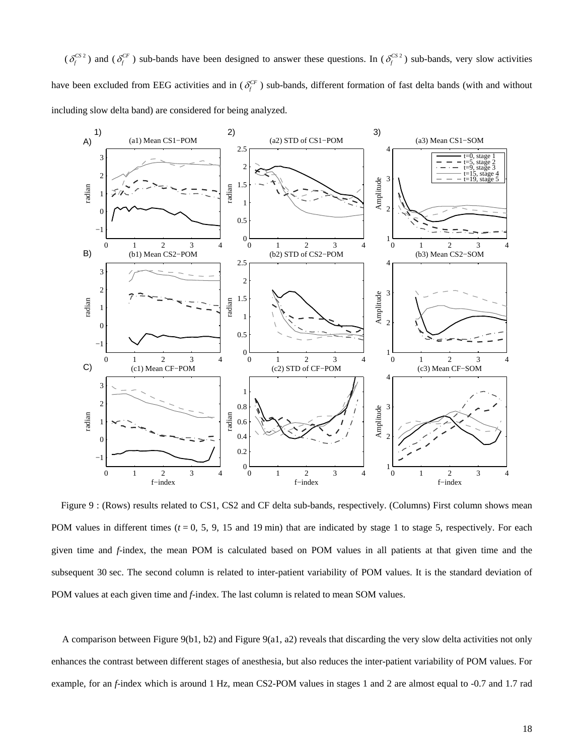($\delta_f^{CS2}$) and ($\delta_f^{CF}$) sub-bands have been designed to answer these questions. In ($\delta_f^{CS2}$) sub-bands, very slow activities have been excluded from EEG activities and in ($\delta_f^{CF}$) sub-bands, different formation of fast delta bands (with and without including slow delta band) are considered for being analyzed.

Figure 9 : (Rows) results related to CS1, CS2 and CF delta sub-bands, respectively. (Columns) First column shows mean POM values in different times ($t$ = 0, 5, 9, 15 and 19 min) that are indicated by stage 1 to stage 5, respectively. For each given time and *f*-index, the mean POM is calculated based on POM values in all patients at that given time and the subsequent 30 sec. The second column is related to inter-patient variability of POM values. It is the standard deviation of POM values at each given time and *f*-index. The last column is related to mean SOM values.

A comparison between Figure 9(b1, b2) and Figure 9(a1, a2) reveals that discarding the very slow delta activities not only enhances the contrast between different stages of anesthesia, but also reduces the inter-patient variability of POM values. For example, for an *f*-index which is around 1 Hz, mean CS2-POM values in stages 1 and 2 are almost equal to -0.7 and 1.7 rad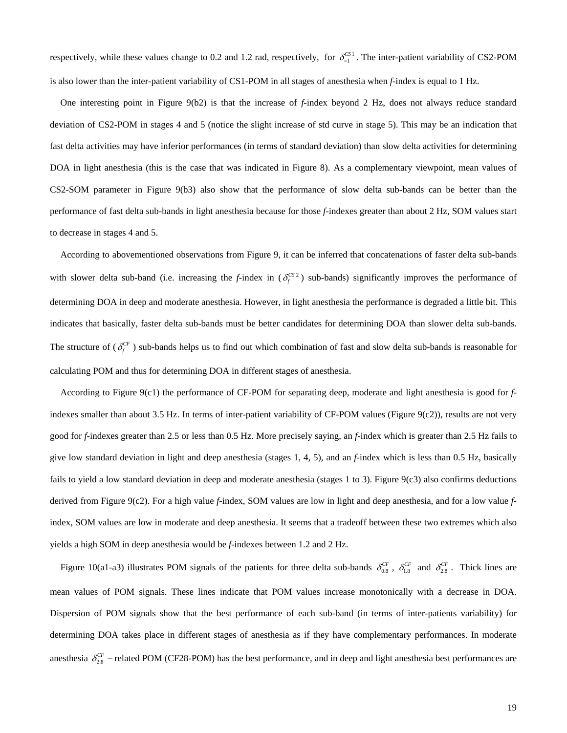respectively, while these values change to 0.2 and 1.2 rad, respectively, for $\delta_{=1}^{CS1}$. The inter-patient variability of CS2-POM is also lower than the inter-patient variability of CS1-POM in all stages of anesthesia when *f*-index is equal to 1 Hz.

One interesting point in Figure 9(b2) is that the increase of *f*-index beyond 2 Hz, does not always reduce standard deviation of CS2-POM in stages 4 and 5 (notice the slight increase of std curve in stage 5). This may be an indication that fast delta activities may have inferior performances (in terms of standard deviation) than slow delta activities for determining DOA in light anesthesia (this is the case that was indicated in Figure 8). As a complementary viewpoint, mean values of CS2-SOM parameter in Figure 9(b3) also show that the performance of slow delta sub-bands can be better than the performance of fast delta sub-bands in light anesthesia because for those *f*-indexes greater than about 2 Hz, SOM values start to decrease in stages 4 and 5.

According to abovementioned observations from Figure 9, it can be inferred that concatenations of faster delta sub-bands with slower delta sub-band (i.e. increasing the *f*-index in ($\delta_f^{CS2}$) sub-bands) significantly improves the performance of determining DOA in deep and moderate anesthesia. However, in light anesthesia the performance is degraded a little bit. This indicates that basically, faster delta sub-bands must be better candidates for determining DOA than slower delta sub-bands. The structure of ($\delta_f^{CF}$) sub-bands helps us to find out which combination of fast and slow delta sub-bands is reasonable for calculating POM and thus for determining DOA in different stages of anesthesia.

According to Figure 9(c1) the performance of CF-POM for separating deep, moderate and light anesthesia is good for *f*-indexes smaller than about 3.5 Hz. In terms of inter-patient variability of CF-POM values (Figure 9(c2)), results are not very good for *f*-indexes greater than 2.5 or less than 0.5 Hz. More precisely saying, an *f*-index which is greater than 2.5 Hz fails to give low standard deviation in light and deep anesthesia (stages 1, 4, 5), and an *f*-index which is less than 0.5 Hz, basically fails to yield a low standard deviation in deep and moderate anesthesia (stages 1 to 3). Figure 9(c3) also confirms deductions derived from Figure 9(c2). For a high value *f*-index, SOM values are low in light and deep anesthesia, and for a low value *f*-index, SOM values are low in moderate and deep anesthesia. It seems that a tradeoff between these two extremes which also yields a high SOM in deep anesthesia would be *f*-indexes between 1.2 and 2 Hz.

Figure 10(a1-a3) illustrates POM signals of the patients for three delta sub-bands $\delta_{0.8}^{CF}$, $\delta_{1.8}^{CF}$ and $\delta_{2.8}^{CF}$. Thick lines are mean values of POM signals. These lines indicate that POM values increase monotonically with a decrease in DOA. Dispersion of POM signals show that the best performance of each sub-band (in terms of inter-patients variability) for determining DOA takes place in different stages of anesthesia as if they have complementary performances. In moderate anesthesia $\delta_{2.8}^{CF}$ – related POM (CF28-POM) has the best performance, and in deep and light anesthesia best performances are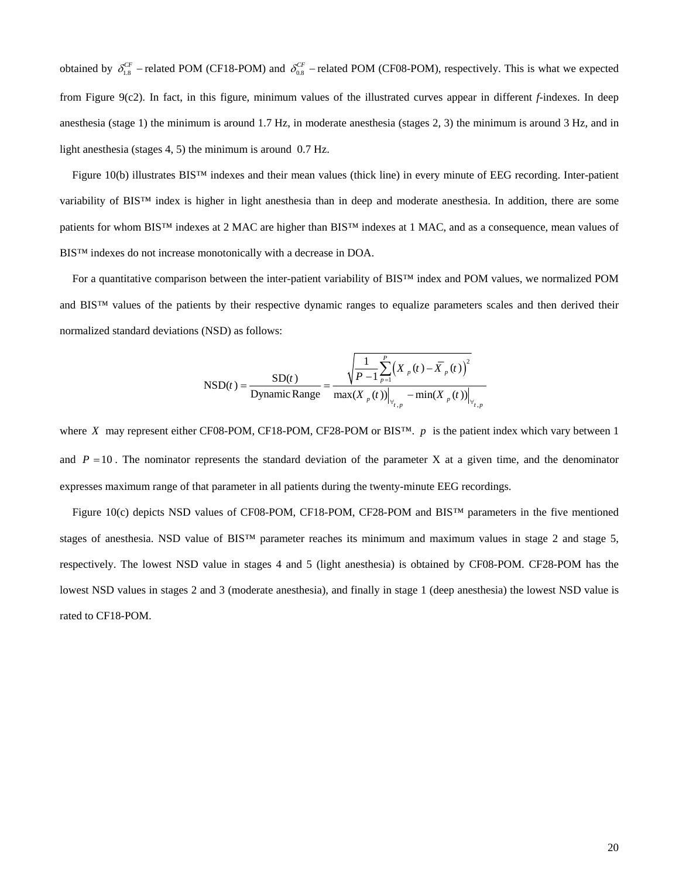obtained by $\delta_{1.8}^{CF}$ – related POM (CF18-POM) and $\delta_{0.8}^{CF}$ – related POM (CF08-POM), respectively. This is what we expected from Figure 9(c2). In fact, in this figure, minimum values of the illustrated curves appear in different *f*-indexes. In deep anesthesia (stage 1) the minimum is around 1.7 Hz, in moderate anesthesia (stages 2, 3) the minimum is around 3 Hz, and in light anesthesia (stages 4, 5) the minimum is around 0.7 Hz.

Figure 10(b) illustrates BIS™ indexes and their mean values (thick line) in every minute of EEG recording. Inter-patient variability of BIS™ index is higher in light anesthesia than in deep and moderate anesthesia. In addition, there are some patients for whom BIS™ indexes at 2 MAC are higher than BIS™ indexes at 1 MAC, and as a consequence, mean values of BIS™ indexes do not increase monotonically with a decrease in DOA.

For a quantitative comparison between the inter-patient variability of BIS™ index and POM values, we normalized POM and BIS™ values of the patients by their respective dynamic ranges to equalize parameters scales and then derived their normalized standard deviations (NSD) as follows:

$$\mathrm{NSD}(t) = \frac{\mathrm{SD}(t)}{\mathrm{Dynamic\,Range}} = \frac{\sqrt{\frac{1}{P-1}\sum_{p=1}^{P}\left(X_p(t) - \bar{X}_p(t)\right)^2}}{\max(X_p(t))\Big|_{\forall_{t,p}} - \min(X_p(t))\Big|_{\forall_{t,p}}}$$

where $X$ may represent either CF08-POM, CF18-POM, CF28-POM or BIS™. $p$ is the patient index which vary between 1 and $P = 10$. The nominator represents the standard deviation of the parameter X at a given time, and the denominator expresses maximum range of that parameter in all patients during the twenty-minute EEG recordings.

Figure 10(c) depicts NSD values of CF08-POM, CF18-POM, CF28-POM and BIS™ parameters in the five mentioned stages of anesthesia. NSD value of BIS™ parameter reaches its minimum and maximum values in stage 2 and stage 5, respectively. The lowest NSD value in stages 4 and 5 (light anesthesia) is obtained by CF08-POM. CF28-POM has the lowest NSD values in stages 2 and 3 (moderate anesthesia), and finally in stage 1 (deep anesthesia) the lowest NSD value is rated to CF18-POM.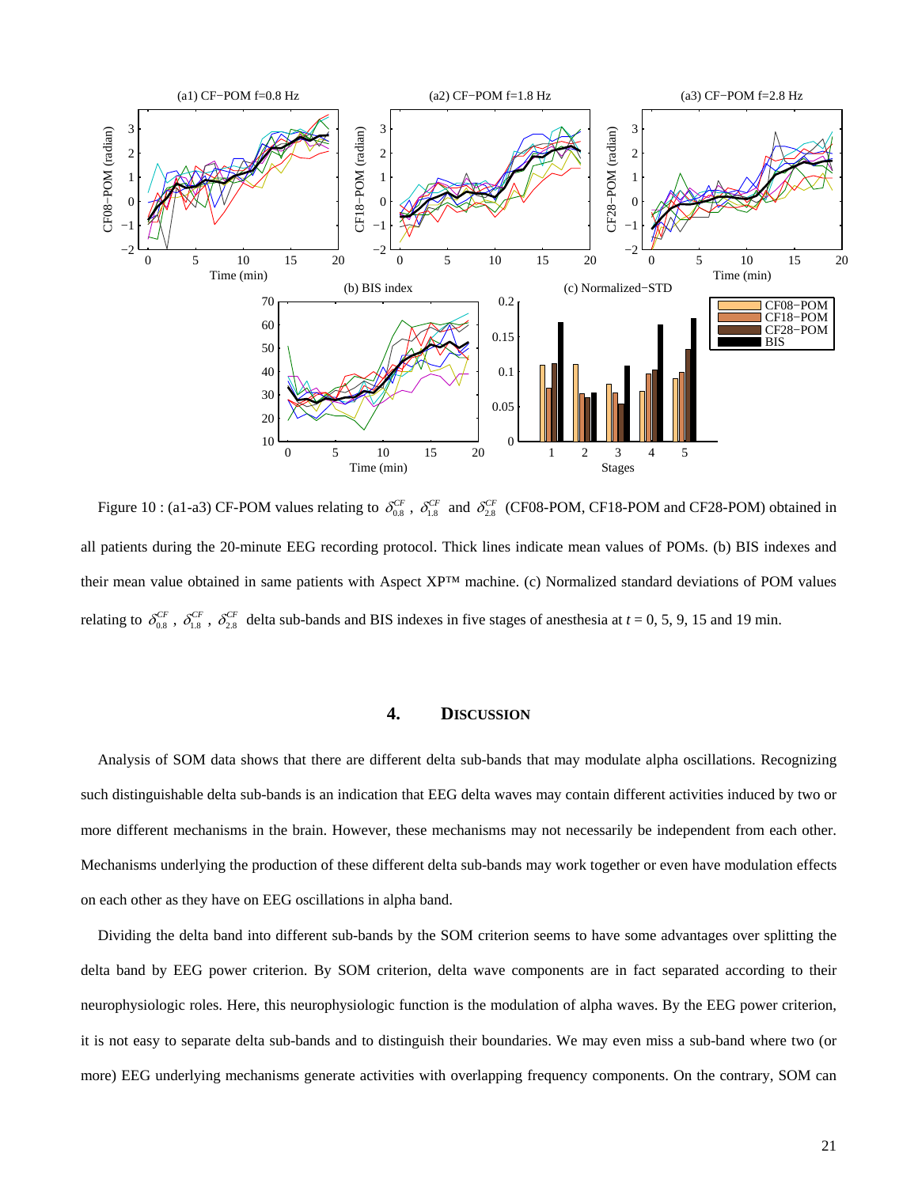Figure 10 : (a1-a3) CF-POM values relating to $\delta_{0.8}^{CF}$ , $\delta_{1.8}^{CF}$ and $\delta_{2.8}^{CF}$ (CF08-POM, CF18-POM and CF28-POM) obtained in all patients during the 20-minute EEG recording protocol. Thick lines indicate mean values of POMs. (b) BIS indexes and their mean value obtained in same patients with Aspect XP™ machine. (c) Normalized standard deviations of POM values relating to $\delta_{0.8}^{CF}$ , $\delta_{1.8}^{CF}$ , $\delta_{2.8}^{CF}$ delta sub-bands and BIS indexes in five stages of anesthesia at $t$ = 0, 5, 9, 15 and 19 min.

## 4. DISCUSSION

Analysis of SOM data shows that there are different delta sub-bands that may modulate alpha oscillations. Recognizing such distinguishable delta sub-bands is an indication that EEG delta waves may contain different activities induced by two or more different mechanisms in the brain. However, these mechanisms may not necessarily be independent from each other. Mechanisms underlying the production of these different delta sub-bands may work together or even have modulation effects on each other as they have on EEG oscillations in alpha band.

Dividing the delta band into different sub-bands by the SOM criterion seems to have some advantages over splitting the delta band by EEG power criterion. By SOM criterion, delta wave components are in fact separated according to their neurophysiologic roles. Here, this neurophysiologic function is the modulation of alpha waves. By the EEG power criterion, it is not easy to separate delta sub-bands and to distinguish their boundaries. We may even miss a sub-band where two (or more) EEG underlying mechanisms generate activities with overlapping frequency components. On the contrary, SOM can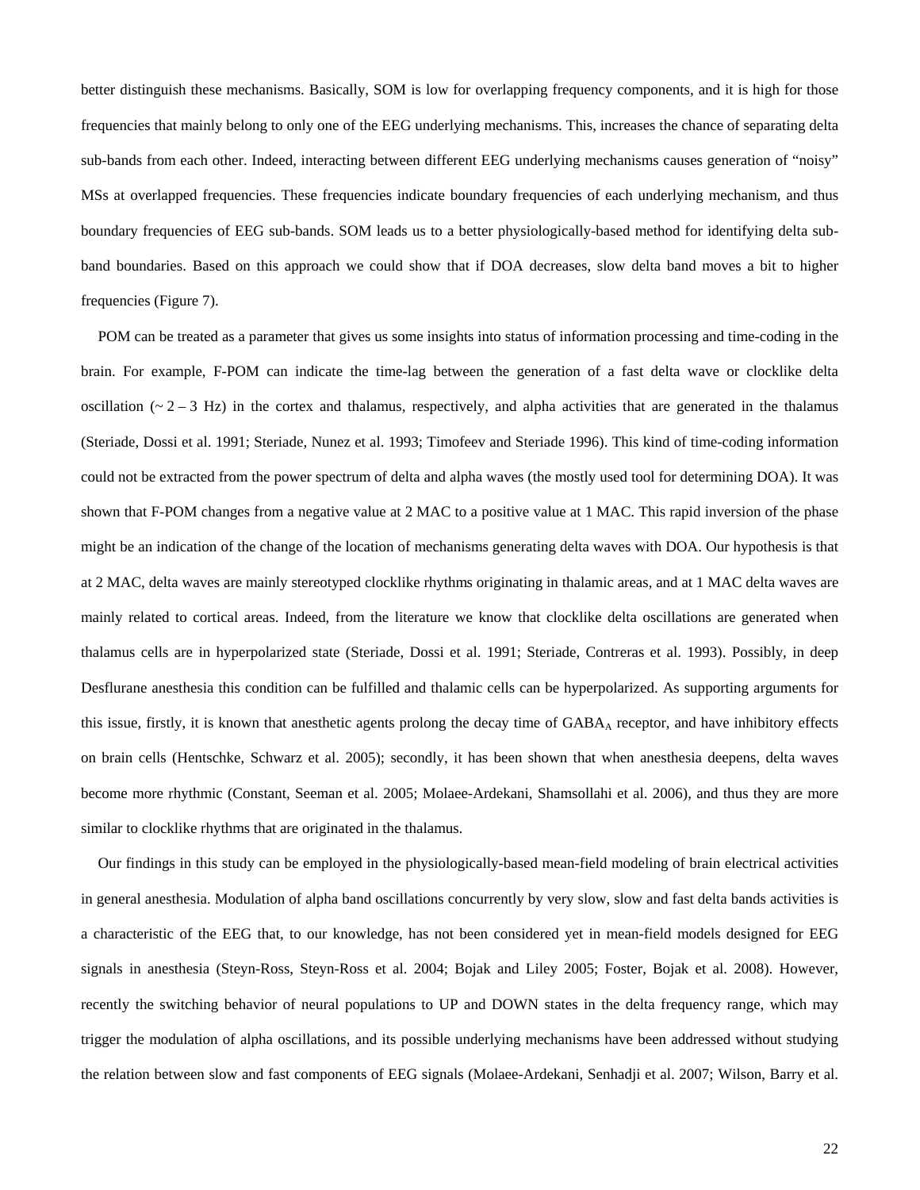better distinguish these mechanisms. Basically, SOM is low for overlapping frequency components, and it is high for those frequencies that mainly belong to only one of the EEG underlying mechanisms. This, increases the chance of separating delta sub-bands from each other. Indeed, interacting between different EEG underlying mechanisms causes generation of "noisy" MSs at overlapped frequencies. These frequencies indicate boundary frequencies of each underlying mechanism, and thus boundary frequencies of EEG sub-bands. SOM leads us to a better physiologically-based method for identifying delta sub-band boundaries. Based on this approach we could show that if DOA decreases, slow delta band moves a bit to higher frequencies (Figure 7).

POM can be treated as a parameter that gives us some insights into status of information processing and time-coding in the brain. For example, F-POM can indicate the time-lag between the generation of a fast delta wave or clocklike delta oscillation (~ 2 – 3 Hz) in the cortex and thalamus, respectively, and alpha activities that are generated in the thalamus (Steriade, Dossi et al. 1991; Steriade, Nunez et al. 1993; Timofeev and Steriade 1996). This kind of time-coding information could not be extracted from the power spectrum of delta and alpha waves (the mostly used tool for determining DOA). It was shown that F-POM changes from a negative value at 2 MAC to a positive value at 1 MAC. This rapid inversion of the phase might be an indication of the change of the location of mechanisms generating delta waves with DOA. Our hypothesis is that at 2 MAC, delta waves are mainly stereotyped clocklike rhythms originating in thalamic areas, and at 1 MAC delta waves are mainly related to cortical areas. Indeed, from the literature we know that clocklike delta oscillations are generated when thalamus cells are in hyperpolarized state (Steriade, Dossi et al. 1991; Steriade, Contreras et al. 1993). Possibly, in deep Desflurane anesthesia this condition can be fulfilled and thalamic cells can be hyperpolarized. As supporting arguments for this issue, firstly, it is known that anesthetic agents prolong the decay time of $GABA_A$ receptor, and have inhibitory effects on brain cells (Hentschke, Schwarz et al. 2005); secondly, it has been shown that when anesthesia deepens, delta waves become more rhythmic (Constant, Seeman et al. 2005; Molaee-Ardekani, Shamsollahi et al. 2006), and thus they are more similar to clocklike rhythms that are originated in the thalamus.

Our findings in this study can be employed in the physiologically-based mean-field modeling of brain electrical activities in general anesthesia. Modulation of alpha band oscillations concurrently by very slow, slow and fast delta bands activities is a characteristic of the EEG that, to our knowledge, has not been considered yet in mean-field models designed for EEG signals in anesthesia (Steyn-Ross, Steyn-Ross et al. 2004; Bojak and Liley 2005; Foster, Bojak et al. 2008). However, recently the switching behavior of neural populations to UP and DOWN states in the delta frequency range, which may trigger the modulation of alpha oscillations, and its possible underlying mechanisms have been addressed without studying the relation between slow and fast components of EEG signals (Molaee-Ardekani, Senhadji et al. 2007; Wilson, Barry et al.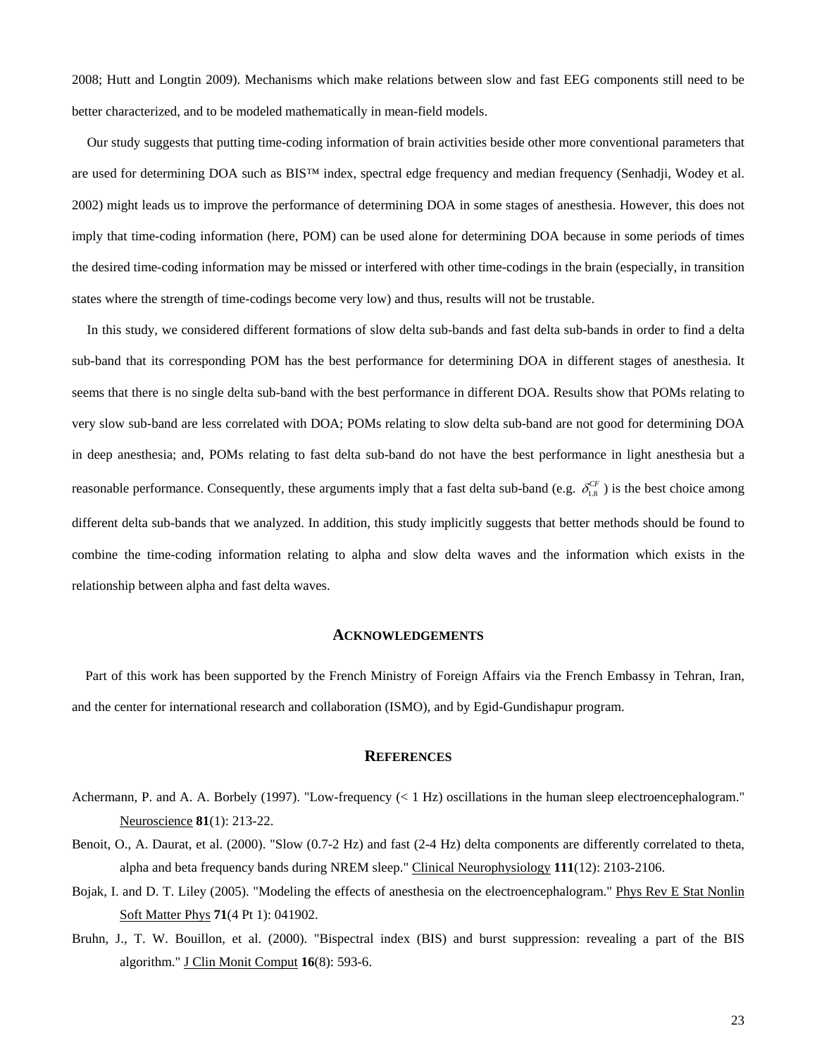2008; Hutt and Longtin 2009). Mechanisms which make relations between slow and fast EEG components still need to be better characterized, and to be modeled mathematically in mean-field models.

Our study suggests that putting time-coding information of brain activities beside other more conventional parameters that are used for determining DOA such as BIS™ index, spectral edge frequency and median frequency (Senhadji, Wodey et al. 2002) might leads us to improve the performance of determining DOA in some stages of anesthesia. However, this does not imply that time-coding information (here, POM) can be used alone for determining DOA because in some periods of times the desired time-coding information may be missed or interfered with other time-codings in the brain (especially, in transition states where the strength of time-codings become very low) and thus, results will not be trustable.

In this study, we considered different formations of slow delta sub-bands and fast delta sub-bands in order to find a delta sub-band that its corresponding POM has the best performance for determining DOA in different stages of anesthesia. It seems that there is no single delta sub-band with the best performance in different DOA. Results show that POMs relating to very slow sub-band are less correlated with DOA; POMs relating to slow delta sub-band are not good for determining DOA in deep anesthesia; and, POMs relating to fast delta sub-band do not have the best performance in light anesthesia but a reasonable performance. Consequently, these arguments imply that a fast delta sub-band (e.g. $\delta_{1,8}^{CF}$ ) is the best choice among different delta sub-bands that we analyzed. In addition, this study implicitly suggests that better methods should be found to combine the time-coding information relating to alpha and slow delta waves and the information which exists in the relationship between alpha and fast delta waves.

## Acknowledgements

Part of this work has been supported by the French Ministry of Foreign Affairs via the French Embassy in Tehran, Iran, and the center for international research and collaboration (ISMO), and by Egid-Gundishapur program.

## References

Achermann, P. and A. A. Borbely (1997). "Low-frequency (< 1 Hz) oscillations in the human sleep electroencephalogram." Neuroscience **81**(1): 213-22.

Benoit, O., A. Daurat, et al. (2000). "Slow (0.7-2 Hz) and fast (2-4 Hz) delta components are differently correlated to theta, alpha and beta frequency bands during NREM sleep." Clinical Neurophysiology **111**(12): 2103-2106.

Bojak, I. and D. T. Liley (2005). "Modeling the effects of anesthesia on the electroencephalogram." Phys Rev E Stat Nonlin Soft Matter Phys **71**(4 Pt 1): 041902.

Bruhn, J., T. W. Bouillon, et al. (2000). "Bispectral index (BIS) and burst suppression: revealing a part of the BIS algorithm." J Clin Monit Comput **16**(8): 593-6.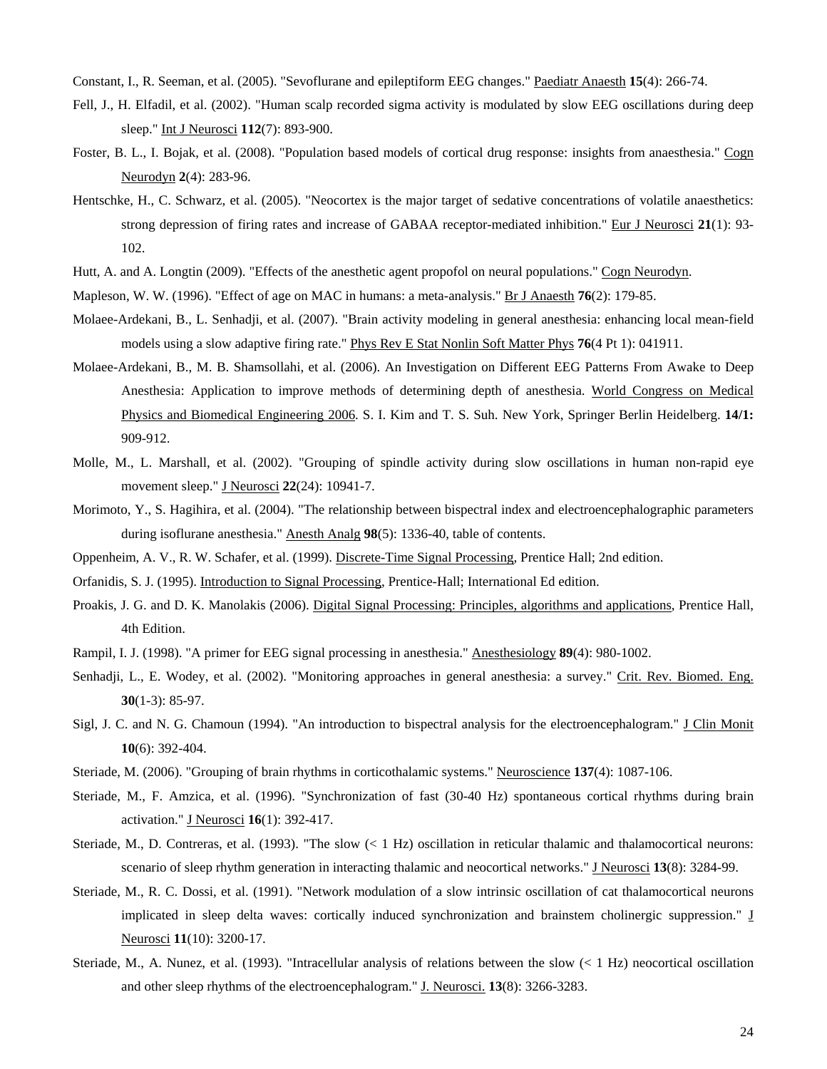Constant, I., R. Seeman, et al. (2005). "Sevoflurane and epileptiform EEG changes." Paediatr Anaesth **15**(4): 266-74.

Fell, J., H. Elfadil, et al. (2002). "Human scalp recorded sigma activity is modulated by slow EEG oscillations during deep sleep." Int J Neurosci **112**(7): 893-900.

Foster, B. L., I. Bojak, et al. (2008). "Population based models of cortical drug response: insights from anaesthesia." Cogn Neurodyn **2**(4): 283-96.

Hentschke, H., C. Schwarz, et al. (2005). "Neocortex is the major target of sedative concentrations of volatile anaesthetics: strong depression of firing rates and increase of GABAA receptor-mediated inhibition." Eur J Neurosci **21**(1): 93-102.

Hutt, A. and A. Longtin (2009). "Effects of the anesthetic agent propofol on neural populations." Cogn Neurodyn.

Mapleson, W. W. (1996). "Effect of age on MAC in humans: a meta-analysis." Br J Anaesth **76**(2): 179-85.

Molaee-Ardekani, B., L. Senhadji, et al. (2007). "Brain activity modeling in general anesthesia: enhancing local mean-field models using a slow adaptive firing rate." Phys Rev E Stat Nonlin Soft Matter Phys **76**(4 Pt 1): 041911.

Molaee-Ardekani, B., M. B. Shamsollahi, et al. (2006). An Investigation on Different EEG Patterns From Awake to Deep Anesthesia: Application to improve methods of determining depth of anesthesia. World Congress on Medical Physics and Biomedical Engineering 2006. S. I. Kim and T. S. Suh. New York, Springer Berlin Heidelberg. **14/1:** 909-912.

Molle, M., L. Marshall, et al. (2002). "Grouping of spindle activity during slow oscillations in human non-rapid eye movement sleep." J Neurosci **22**(24): 10941-7.

Morimoto, Y., S. Hagihira, et al. (2004). "The relationship between bispectral index and electroencephalographic parameters during isoflurane anesthesia." Anesth Analg **98**(5): 1336-40, table of contents.

Oppenheim, A. V., R. W. Schafer, et al. (1999). Discrete-Time Signal Processing, Prentice Hall; 2nd edition.

Orfanidis, S. J. (1995). Introduction to Signal Processing, Prentice-Hall; International Ed edition.

Proakis, J. G. and D. K. Manolakis (2006). Digital Signal Processing: Principles, algorithms and applications, Prentice Hall, 4th Edition.

Rampil, I. J. (1998). "A primer for EEG signal processing in anesthesia." Anesthesiology **89**(4): 980-1002.

Senhadji, L., E. Wodey, et al. (2002). "Monitoring approaches in general anesthesia: a survey." Crit. Rev. Biomed. Eng. **30**(1-3): 85-97.

Sigl, J. C. and N. G. Chamoun (1994). "An introduction to bispectral analysis for the electroencephalogram." J Clin Monit **10**(6): 392-404.

Steriade, M. (2006). "Grouping of brain rhythms in corticothalamic systems." Neuroscience **137**(4): 1087-106.

Steriade, M., F. Amzica, et al. (1996). "Synchronization of fast (30-40 Hz) spontaneous cortical rhythms during brain activation." J Neurosci **16**(1): 392-417.

Steriade, M., D. Contreras, et al. (1993). "The slow (< 1 Hz) oscillation in reticular thalamic and thalamocortical neurons: scenario of sleep rhythm generation in interacting thalamic and neocortical networks." J Neurosci **13**(8): 3284-99.

Steriade, M., R. C. Dossi, et al. (1991). "Network modulation of a slow intrinsic oscillation of cat thalamocortical neurons implicated in sleep delta waves: cortically induced synchronization and brainstem cholinergic suppression." J Neurosci **11**(10): 3200-17.

Steriade, M., A. Nunez, et al. (1993). "Intracellular analysis of relations between the slow (< 1 Hz) neocortical oscillation and other sleep rhythms of the electroencephalogram." J. Neurosci. **13**(8): 3266-3283.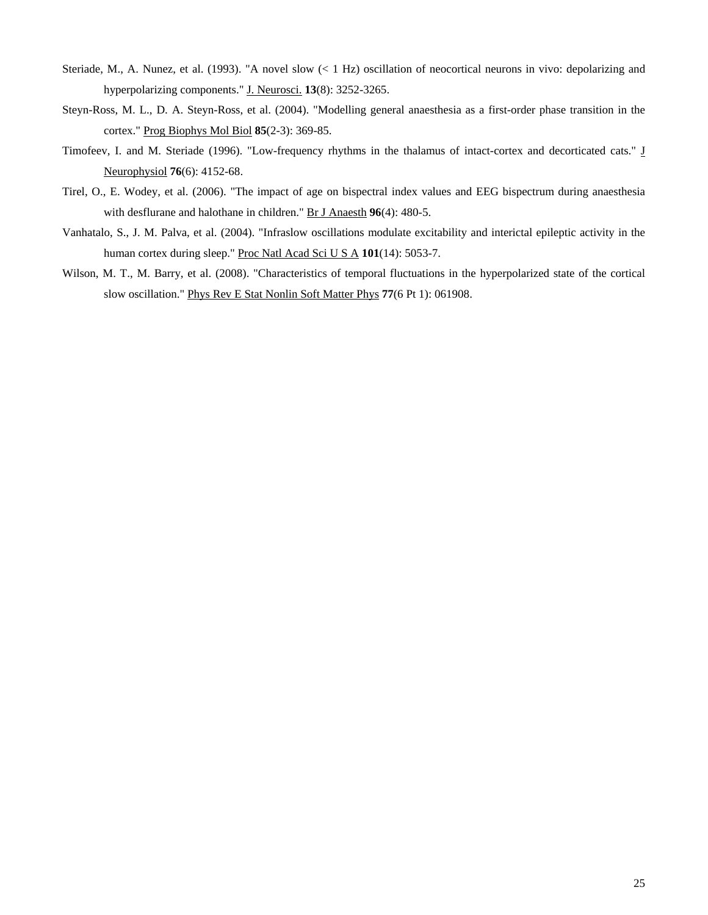Steriade, M., A. Nunez, et al. (1993). "A novel slow (< 1 Hz) oscillation of neocortical neurons in vivo: depolarizing and hyperpolarizing components." J. Neurosci. **13**(8): 3252-3265.

Steyn-Ross, M. L., D. A. Steyn-Ross, et al. (2004). "Modelling general anaesthesia as a first-order phase transition in the cortex." Prog Biophys Mol Biol **85**(2-3): 369-85.

Timofeev, I. and M. Steriade (1996). "Low-frequency rhythms in the thalamus of intact-cortex and decorticated cats." J Neurophysiol **76**(6): 4152-68.

Tirel, O., E. Wodey, et al. (2006). "The impact of age on bispectral index values and EEG bispectrum during anaesthesia with desflurane and halothane in children." Br J Anaesth **96**(4): 480-5.

Vanhatalo, S., J. M. Palva, et al. (2004). "Infraslow oscillations modulate excitability and interictal epileptic activity in the human cortex during sleep." Proc Natl Acad Sci U S A **101**(14): 5053-7.

Wilson, M. T., M. Barry, et al. (2008). "Characteristics of temporal fluctuations in the hyperpolarized state of the cortical slow oscillation." Phys Rev E Stat Nonlin Soft Matter Phys **77**(6 Pt 1): 061908.